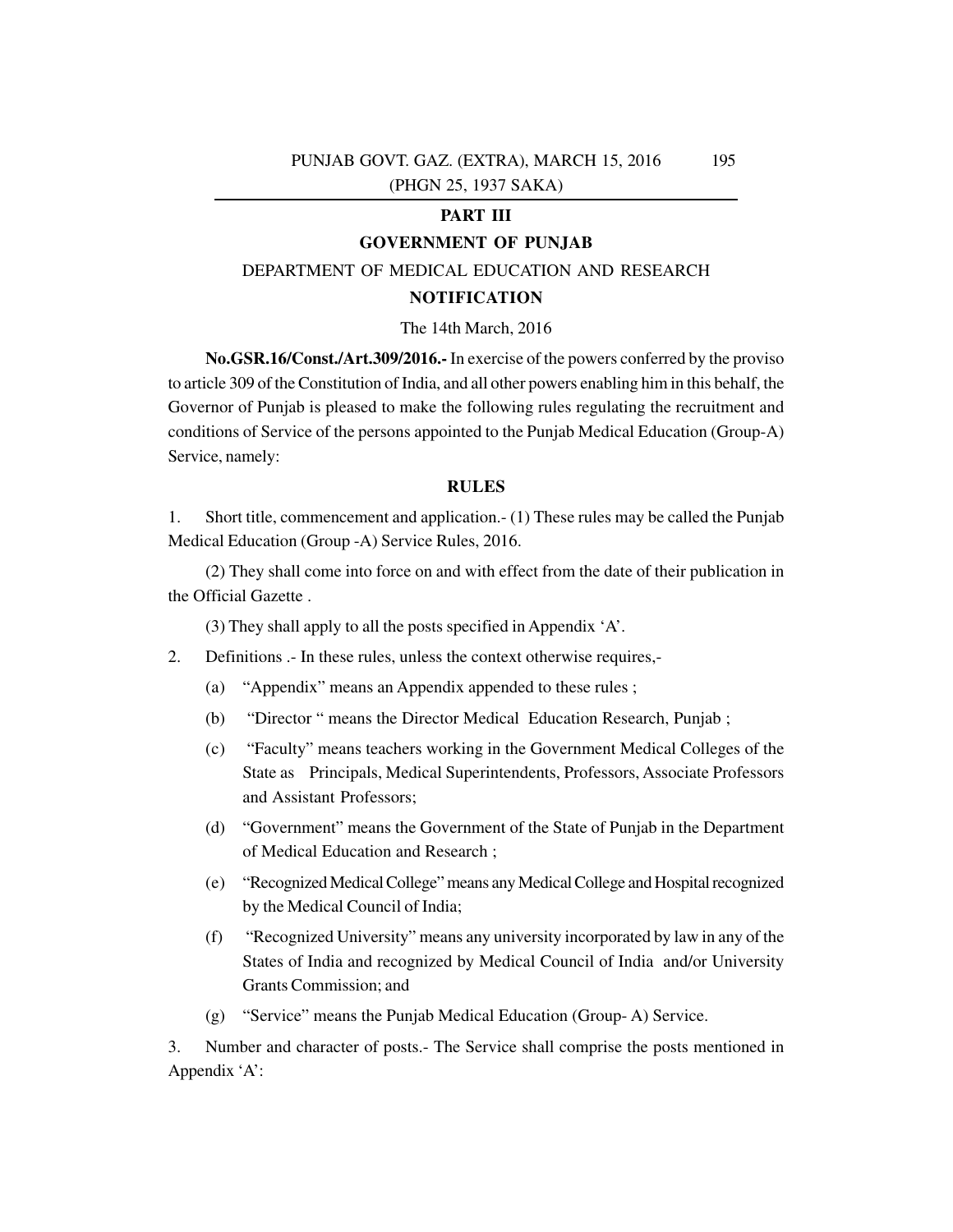## PART III

## GOVERNMENT OF PUNJAB

DEPARTMENT OF MEDICAL EDUCATION AND RESEARCH

**NOTIFICATION**

The 14th March, 2016

**No.GSR.16/Const./Art.309/2016.-** In exercise of the powers conferred by the proviso to article 309 of the Constitution of India, and all other powers enabling him in this behalf, the Governor of Punjab is pleased to make the following rules regulating the recruitment and conditions of Service of the persons appointed to the Punjab Medical Education (Group-A) Service, namely:

**RULES**

1. Short title, commencement and application.- (1) These rules may be called the Punjab Medical Education (Group -A) Service Rules, 2016.

(2) They shall come into force on and with effect from the date of their publication in the Official Gazette .

(3) They shall apply to all the posts specified in Appendix 'A'.

2. Definitions .- In these rules, unless the context otherwise requires,-

   (a) "Appendix" means an Appendix appended to these rules ;

   (b) "Director " means the Director Medical Education Research, Punjab ;

   (c) "Faculty" means teachers working in the Government Medical Colleges of the State as Principals, Medical Superintendents, Professors, Associate Professors and Assistant Professors;

   (d) "Government" means the Government of the State of Punjab in the Department of Medical Education and Research ;

   (e) "Recognized Medical College" means any Medical College and Hospital recognized by the Medical Council of India;

   (f) "Recognized University" means any university incorporated by law in any of the States of India and recognized by Medical Council of India and/or University Grants Commission; and

   (g) "Service" means the Punjab Medical Education (Group- A) Service.

3. Number and character of posts.- The Service shall comprise the posts mentioned in Appendix 'A':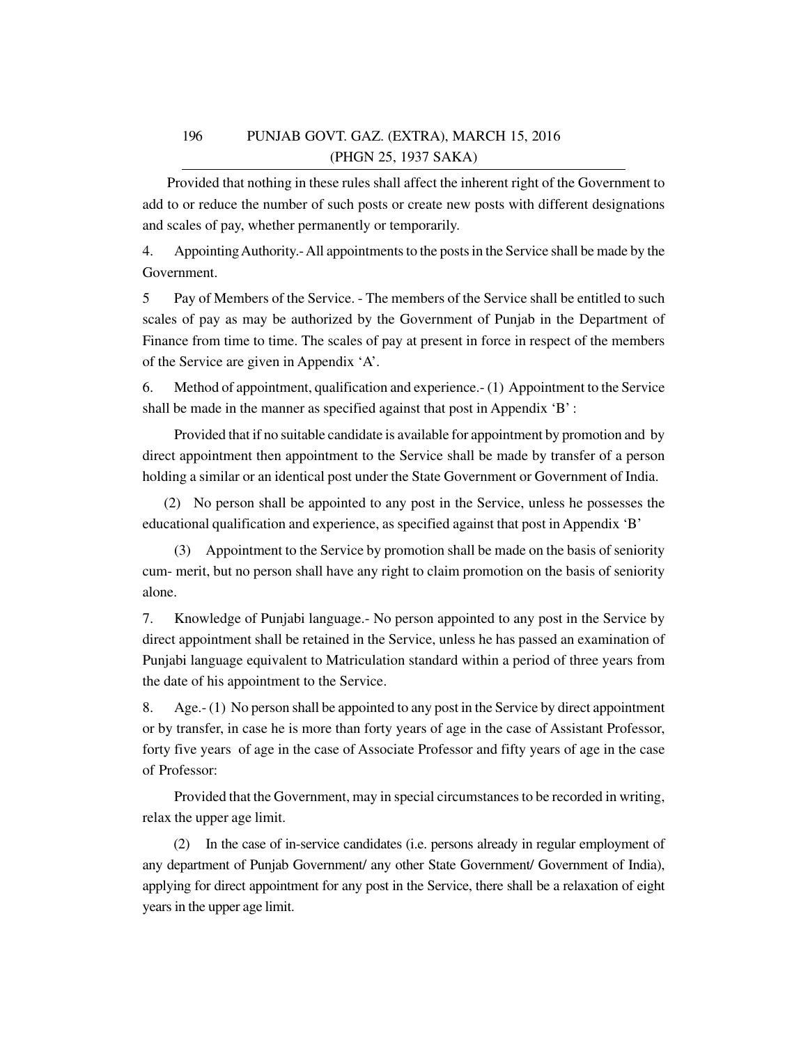Provided that nothing in these rules shall affect the inherent right of the Government to add to or reduce the number of such posts or create new posts with different designations and scales of pay, whether permanently or temporarily.

4. Appointing Authority.- All appointments to the posts in the Service shall be made by the Government.

5 Pay of Members of the Service. - The members of the Service shall be entitled to such scales of pay as may be authorized by the Government of Punjab in the Department of Finance from time to time. The scales of pay at present in force in respect of the members of the Service are given in Appendix 'A'.

6. Method of appointment, qualification and experience.- (1) Appointment to the Service shall be made in the manner as specified against that post in Appendix 'B' :

Provided that if no suitable candidate is available for appointment by promotion and by direct appointment then appointment to the Service shall be made by transfer of a person holding a similar or an identical post under the State Government or Government of India.

(2) No person shall be appointed to any post in the Service, unless he possesses the educational qualification and experience, as specified against that post in Appendix 'B'

(3) Appointment to the Service by promotion shall be made on the basis of seniority cum- merit, but no person shall have any right to claim promotion on the basis of seniority alone.

7. Knowledge of Punjabi language.- No person appointed to any post in the Service by direct appointment shall be retained in the Service, unless he has passed an examination of Punjabi language equivalent to Matriculation standard within a period of three years from the date of his appointment to the Service.

8. Age.- (1) No person shall be appointed to any post in the Service by direct appointment or by transfer, in case he is more than forty years of age in the case of Assistant Professor, forty five years of age in the case of Associate Professor and fifty years of age in the case of Professor:

Provided that the Government, may in special circumstances to be recorded in writing, relax the upper age limit.

(2) In the case of in-service candidates (i.e. persons already in regular employment of any department of Punjab Government/ any other State Government/ Government of India), applying for direct appointment for any post in the Service, there shall be a relaxation of eight years in the upper age limit.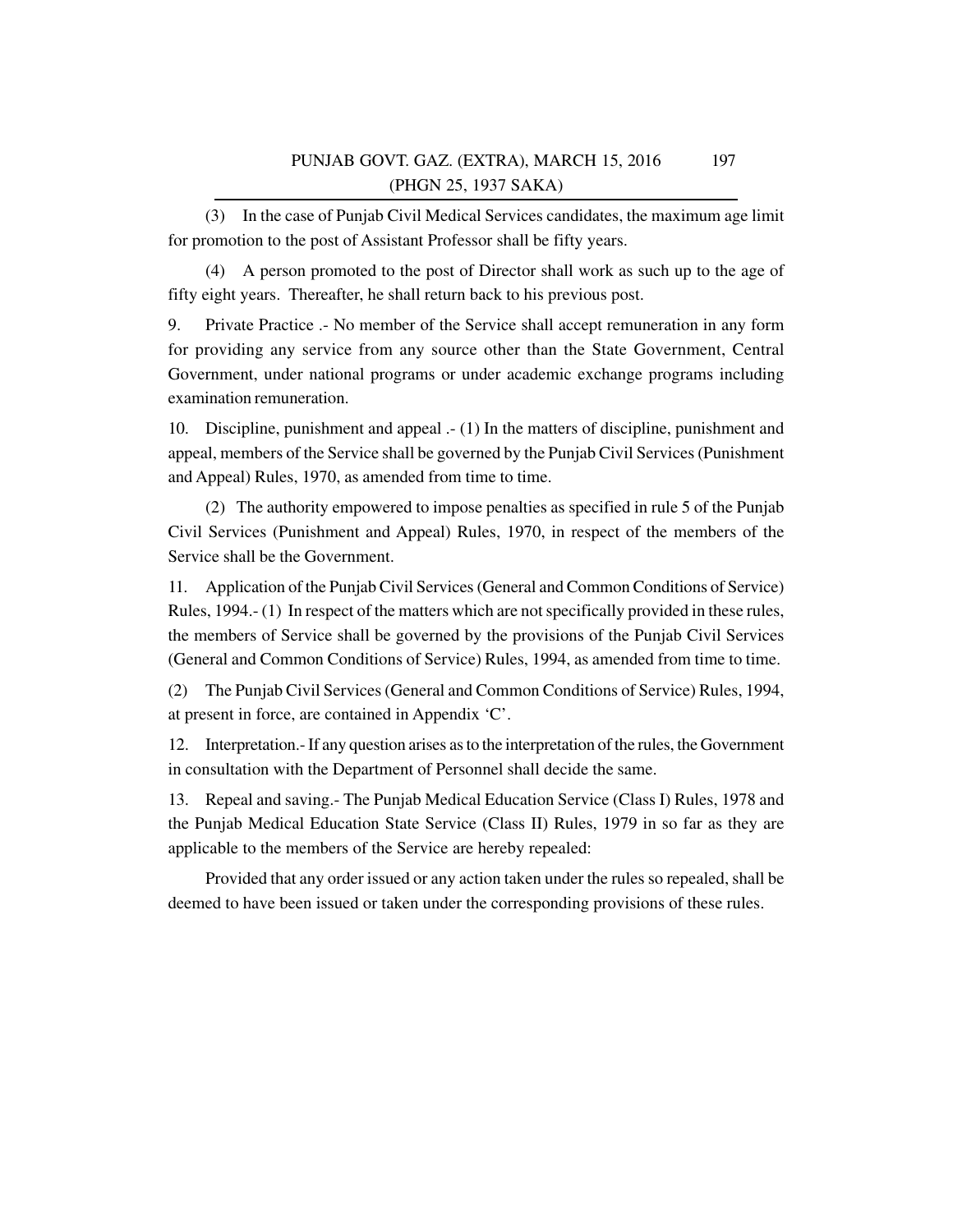(3) In the case of Punjab Civil Medical Services candidates, the maximum age limit for promotion to the post of Assistant Professor shall be fifty years.

(4) A person promoted to the post of Director shall work as such up to the age of fifty eight years. Thereafter, he shall return back to his previous post.

9. Private Practice .- No member of the Service shall accept remuneration in any form for providing any service from any source other than the State Government, Central Government, under national programs or under academic exchange programs including examination remuneration.

10. Discipline, punishment and appeal .- (1) In the matters of discipline, punishment and appeal, members of the Service shall be governed by the Punjab Civil Services (Punishment and Appeal) Rules, 1970, as amended from time to time.

(2) The authority empowered to impose penalties as specified in rule 5 of the Punjab Civil Services (Punishment and Appeal) Rules, 1970, in respect of the members of the Service shall be the Government.

11. Application of the Punjab Civil Services (General and Common Conditions of Service) Rules, 1994.- (1) In respect of the matters which are not specifically provided in these rules, the members of Service shall be governed by the provisions of the Punjab Civil Services (General and Common Conditions of Service) Rules, 1994, as amended from time to time.

(2) The Punjab Civil Services (General and Common Conditions of Service) Rules, 1994, at present in force, are contained in Appendix 'C'.

12. Interpretation.- If any question arises as to the interpretation of the rules, the Government in consultation with the Department of Personnel shall decide the same.

13. Repeal and saving.- The Punjab Medical Education Service (Class I) Rules, 1978 and the Punjab Medical Education State Service (Class II) Rules, 1979 in so far as they are applicable to the members of the Service are hereby repealed:

Provided that any order issued or any action taken under the rules so repealed, shall be deemed to have been issued or taken under the corresponding provisions of these rules.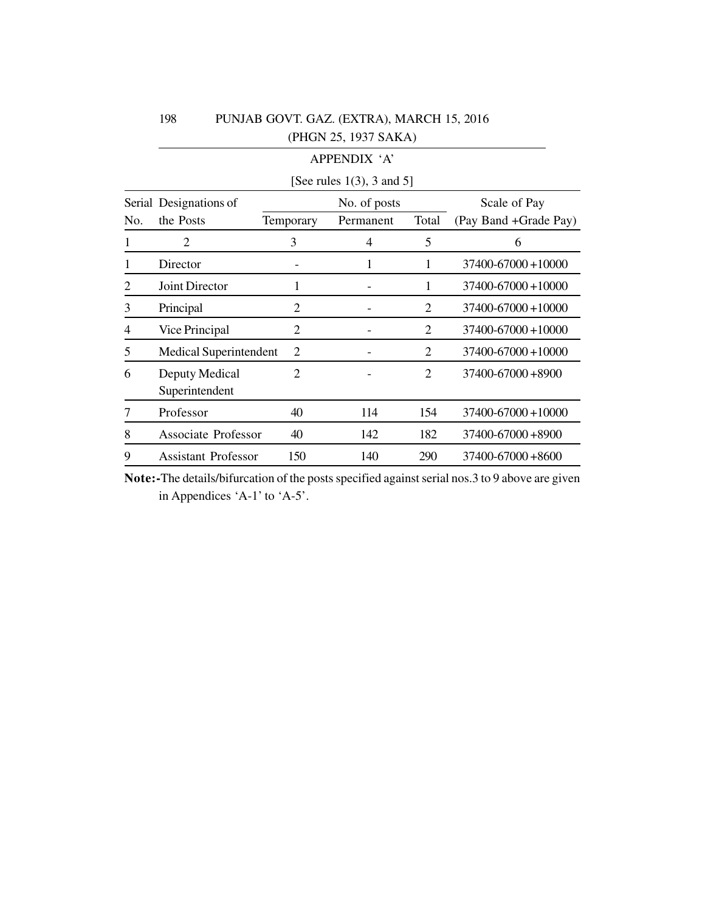## APPENDIX 'A'

[See rules 1(3), 3 and 5]

| Serial No. | Designations of the Posts | No. of posts | | | Scale of Pay (Pay Band +Grade Pay) |
|---|---|---|---|---|---|
| | | Temporary | Permanent | Total | |
| 1 | 2 | 3 | 4 | 5 | 6 |
| 1 | Director | - | 1 | 1 | 37400-67000+10000 |
| 2 | Joint Director | 1 | - | 1 | 37400-67000+10000 |
| 3 | Principal | 2 | - | 2 | 37400-67000+10000 |
| 4 | Vice Principal | 2 | - | 2 | 37400-67000+10000 |
| 5 | Medical Superintendent | 2 | - | 2 | 37400-67000+10000 |
| 6 | Deputy Medical Superintendent | 2 | - | 2 | 37400-67000+8900 |
| 7 | Professor | 40 | 114 | 154 | 37400-67000+10000 |
| 8 | Associate Professor | 40 | 142 | 182 | 37400-67000+8900 |
| 9 | Assistant Professor | 150 | 140 | 290 | 37400-67000+8600 |

**Note:-**The details/bifurcation of the posts specified against serial nos.3 to 9 above are given in Appendices 'A-1' to 'A-5'.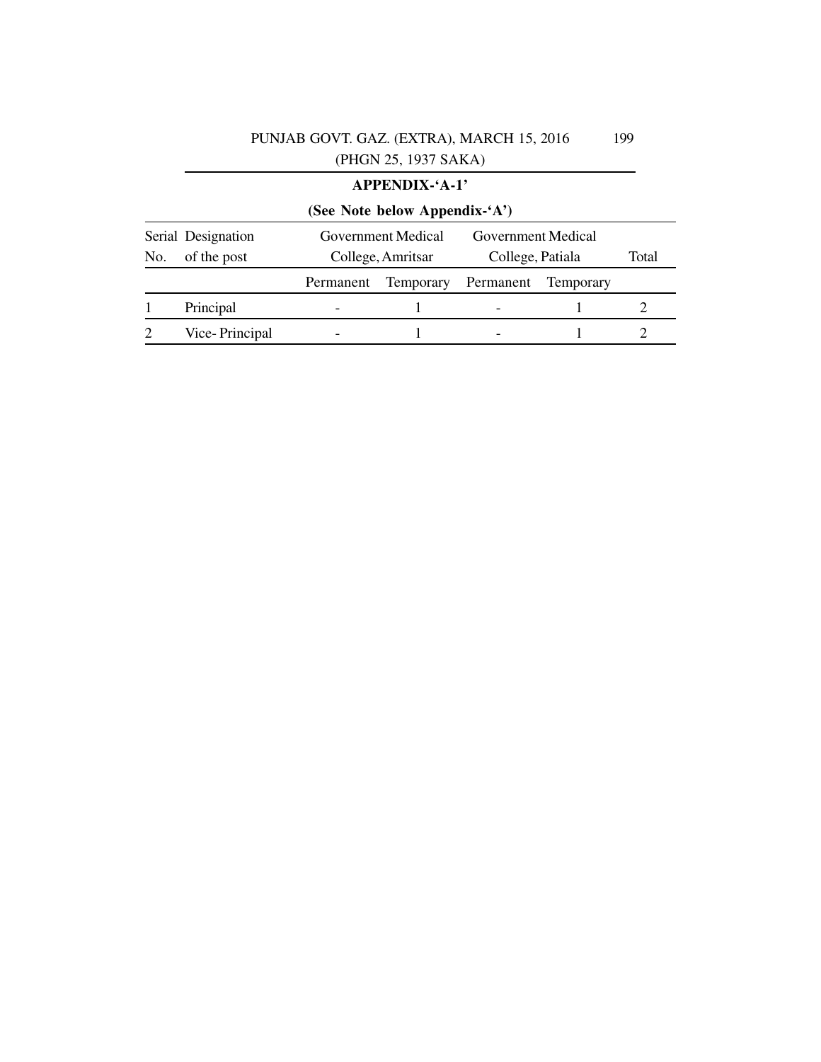## APPENDIX-'A-1'

**(See Note below Appendix-'A')**

| Serial No. | Designation of the post | Government Medical College, Amritsar | | Government Medical College, Patiala | | Total |
|---|---|---|---|---|---|---|
| | | Permanent | Temporary | Permanent | Temporary | |
| 1 | Principal | - | 1 | - | 1 | 2 |
| 2 | Vice- Principal | - | 1 | - | 1 | 2 |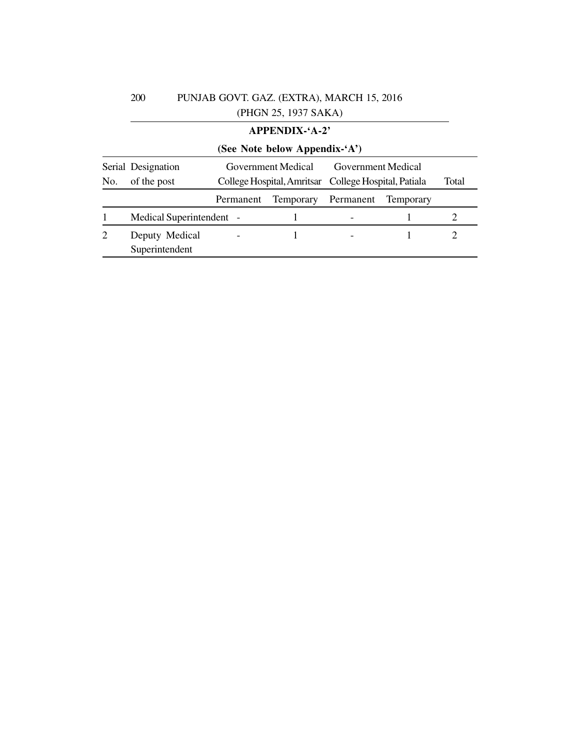## APPENDIX-'A-2'

**(See Note below Appendix-'A')**

| Serial No. | Designation of the post | Government Medical College Hospital, Amritsar | | Government Medical College Hospital, Patiala | | Total |
|---|---|---|---|---|---|---|
| | | Permanent | Temporary | Permanent | Temporary | |
| 1 | Medical Superintendent | - | 1 | - | 1 | 2 |
| 2 | Deputy Medical Superintendent | - | 1 | - | 1 | 2 |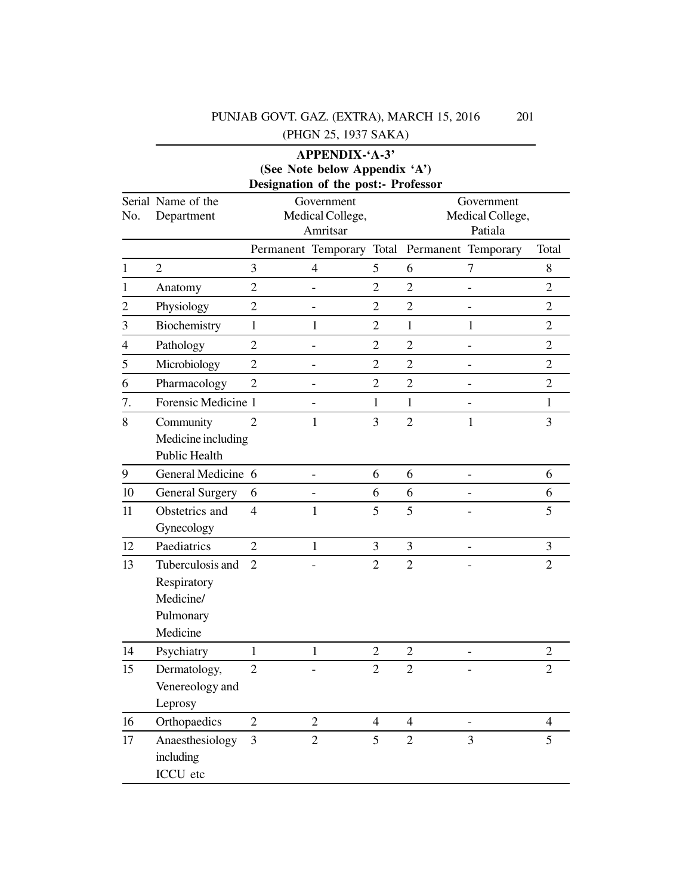**APPENDIX-'A-3'**
**(See Note below Appendix 'A')**
**Designation of the post:- Professor**

| Serial No. | Name of the Department | Government Medical College, Amritsar | | | Government Medical College, Patiala | | |
|---|---|---|---|---|---|---|---|
| | | Permanent | Temporary | Total | Permanent | Temporary | Total |
| 1 | 2 | 3 | 4 | 5 | 6 | 7 | 8 |
| 1 | Anatomy | 2 | - | 2 | 2 | - | 2 |
| 2 | Physiology | 2 | - | 2 | 2 | - | 2 |
| 3 | Biochemistry | 1 | 1 | 2 | 1 | 1 | 2 |
| 4 | Pathology | 2 | - | 2 | 2 | - | 2 |
| 5 | Microbiology | 2 | - | 2 | 2 | - | 2 |
| 6 | Pharmacology | 2 | - | 2 | 2 | - | 2 |
| 7. | Forensic Medicine | 1 | - | 1 | 1 | - | 1 |
| 8 | Community Medicine including Public Health | 2 | 1 | 3 | 2 | 1 | 3 |
| 9 | General Medicine | 6 | - | 6 | 6 | - | 6 |
| 10 | General Surgery | 6 | - | 6 | 6 | - | 6 |
| 11 | Obstetrics and Gynecology | 4 | 1 | 5 | 5 | - | 5 |
| 12 | Paediatrics | 2 | 1 | 3 | 3 | - | 3 |
| 13 | Tuberculosis and Respiratory Medicine/ Pulmonary Medicine | 2 | - | 2 | 2 | - | 2 |
| 14 | Psychiatry | 1 | 1 | 2 | 2 | - | 2 |
| 15 | Dermatology, Venereology and Leprosy | 2 | - | 2 | 2 | - | 2 |
| 16 | Orthopaedics | 2 | 2 | 4 | 4 | - | 4 |
| 17 | Anaesthesiology including ICCU etc | 3 | 2 | 5 | 2 | 3 | 5 |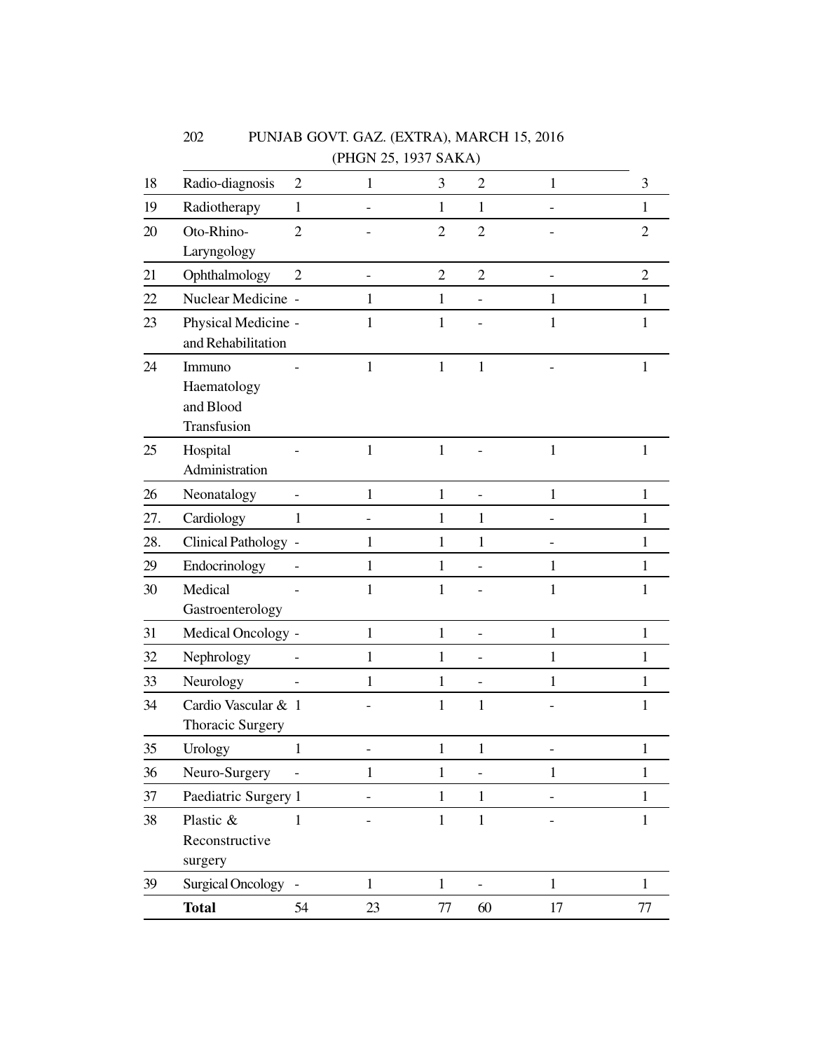| | | | | | | | |
|---|---|---|---|---|---|---|---|
| 18 | Radio-diagnosis | 2 | 1 | 3 | 2 | 1 | 3 |
| 19 | Radiotherapy | 1 | - | 1 | 1 | - | 1 |
| 20 | Oto-Rhino-Laryngology | 2 | - | 2 | 2 | - | 2 |
| 21 | Ophthalmology | 2 | - | 2 | 2 | - | 2 |
| 22 | Nuclear Medicine | - | 1 | 1 | - | 1 | 1 |
| 23 | Physical Medicine and Rehabilitation | - | 1 | 1 | - | 1 | 1 |
| 24 | Immuno Haematology and Blood Transfusion | - | 1 | 1 | 1 | - | 1 |
| 25 | Hospital Administration | - | 1 | 1 | - | 1 | 1 |
| 26 | Neonatalogy | - | 1 | 1 | - | 1 | 1 |
| 27. | Cardiology | 1 | - | 1 | 1 | - | 1 |
| 28. | Clinical Pathology | - | 1 | 1 | 1 | - | 1 |
| 29 | Endocrinology | - | 1 | 1 | - | 1 | 1 |
| 30 | Medical Gastroenterology | - | 1 | 1 | - | 1 | 1 |
| 31 | Medical Oncology | - | 1 | 1 | - | 1 | 1 |
| 32 | Nephrology | - | 1 | 1 | - | 1 | 1 |
| 33 | Neurology | - | 1 | 1 | - | 1 | 1 |
| 34 | Cardio Vascular & Thoracic Surgery | 1 | - | 1 | 1 | - | 1 |
| 35 | Urology | 1 | - | 1 | 1 | - | 1 |
| 36 | Neuro-Surgery | - | 1 | 1 | - | 1 | 1 |
| 37 | Paediatric Surgery | 1 | - | 1 | 1 | - | 1 |
| 38 | Plastic & Reconstructive surgery | 1 | - | 1 | 1 | - | 1 |
| 39 | Surgical Oncology | - | 1 | 1 | - | 1 | 1 |
| | **Total** | 54 | 23 | 77 | 60 | 17 | 77 |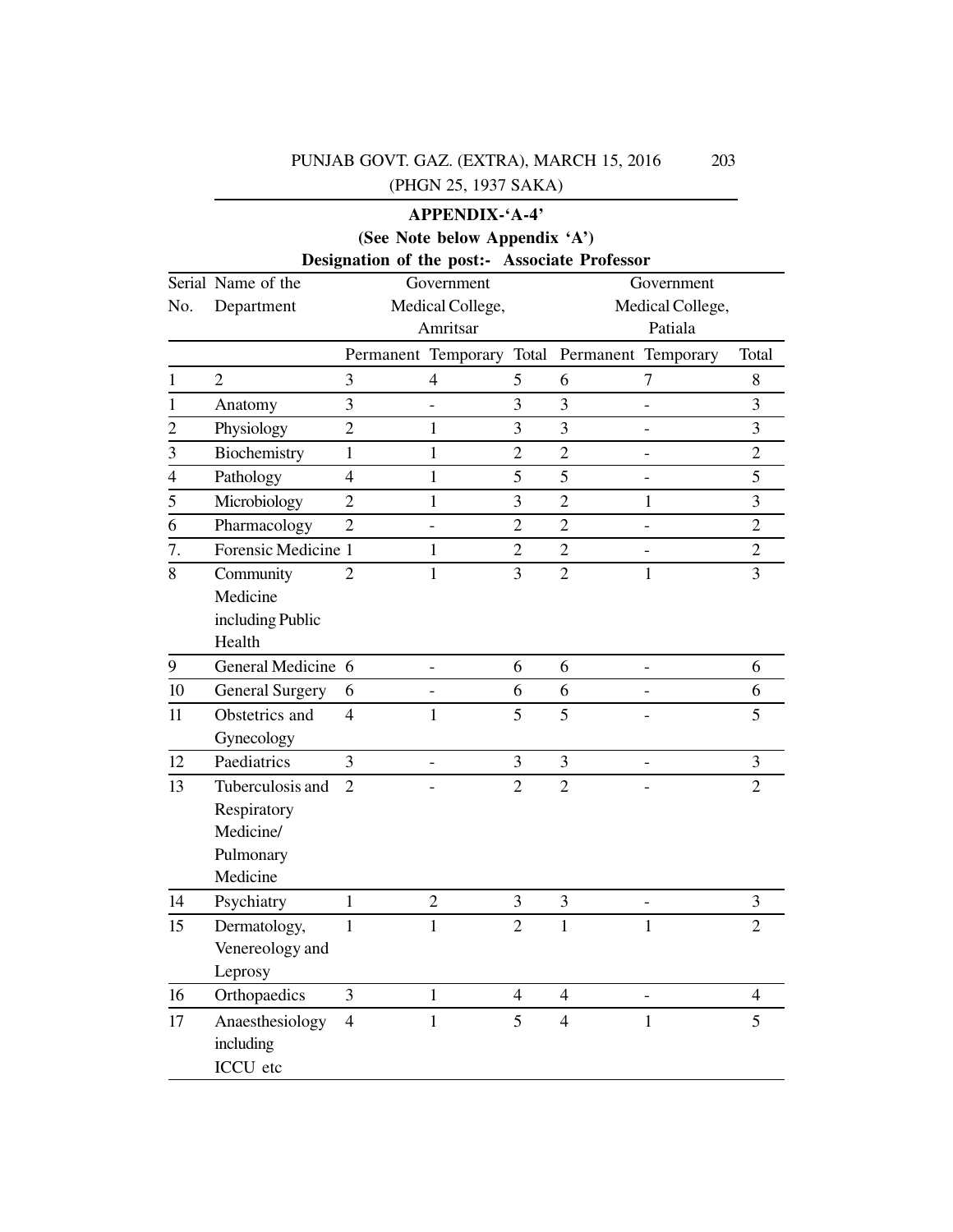**APPENDIX-'A-4'**

**(See Note below Appendix 'A')**

**Designation of the post:- Associate Professor**

| Serial No. | Name of the Department | Government Medical College, Amritsar | | | Government Medical College, Patiala | | |
|---|---|---|---|---|---|---|---|
| | | Permanent | Temporary | Total | Permanent | Temporary | Total |
| 1 | 2 | 3 | 4 | 5 | 6 | 7 | 8 |
| 1 | Anatomy | 3 | - | 3 | 3 | - | 3 |
| 2 | Physiology | 2 | 1 | 3 | 3 | - | 3 |
| 3 | Biochemistry | 1 | 1 | 2 | 2 | - | 2 |
| 4 | Pathology | 4 | 1 | 5 | 5 | - | 5 |
| 5 | Microbiology | 2 | 1 | 3 | 2 | 1 | 3 |
| 6 | Pharmacology | 2 | - | 2 | 2 | - | 2 |
| 7. | Forensic Medicine | 1 | 1 | 2 | 2 | - | 2 |
| 8 | Community Medicine including Public Health | 2 | 1 | 3 | 2 | 1 | 3 |
| 9 | General Medicine | 6 | - | 6 | 6 | - | 6 |
| 10 | General Surgery | 6 | - | 6 | 6 | - | 6 |
| 11 | Obstetrics and Gynecology | 4 | 1 | 5 | 5 | - | 5 |
| 12 | Paediatrics | 3 | - | 3 | 3 | - | 3 |
| 13 | Tuberculosis and Respiratory Medicine/ Pulmonary Medicine | 2 | - | 2 | 2 | - | 2 |
| 14 | Psychiatry | 1 | 2 | 3 | 3 | - | 3 |
| 15 | Dermatology, Venereology and Leprosy | 1 | 1 | 2 | 1 | 1 | 2 |
| 16 | Orthopaedics | 3 | 1 | 4 | 4 | - | 4 |
| 17 | Anaesthesiology including ICCU etc | 4 | 1 | 5 | 4 | 1 | 5 |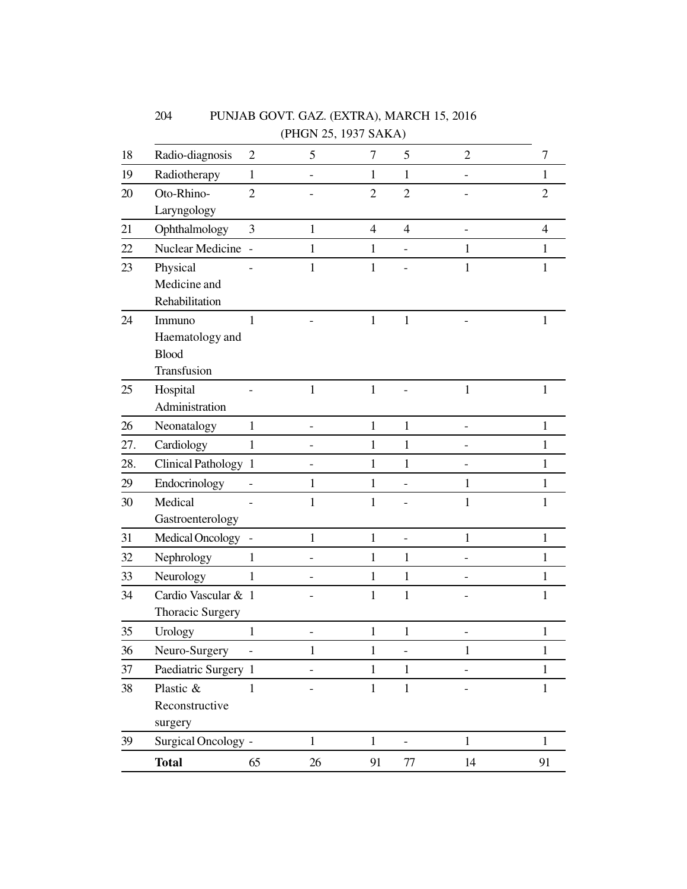| | | | | | | | |
|---|---|---|---|---|---|---|---|
| 18 | Radio-diagnosis | 2 | 5 | 7 | 5 | 2 | 7 |
| 19 | Radiotherapy | 1 | - | 1 | 1 | - | 1 |
| 20 | Oto-Rhino-Laryngology | 2 | - | 2 | 2 | - | 2 |
| 21 | Ophthalmology | 3 | 1 | 4 | 4 | - | 4 |
| 22 | Nuclear Medicine | - | 1 | 1 | - | 1 | 1 |
| 23 | Physical Medicine and Rehabilitation | - | 1 | 1 | - | 1 | 1 |
| 24 | Immuno Haematology and Blood Transfusion | 1 | - | 1 | 1 | - | 1 |
| 25 | Hospital Administration | - | 1 | 1 | - | 1 | 1 |
| 26 | Neonatalogy | 1 | - | 1 | 1 | - | 1 |
| 27. | Cardiology | 1 | - | 1 | 1 | - | 1 |
| 28. | Clinical Pathology | 1 | - | 1 | 1 | - | 1 |
| 29 | Endocrinology | - | 1 | 1 | - | 1 | 1 |
| 30 | Medical Gastroenterology | - | 1 | 1 | - | 1 | 1 |
| 31 | Medical Oncology | - | 1 | 1 | - | 1 | 1 |
| 32 | Nephrology | 1 | - | 1 | 1 | - | 1 |
| 33 | Neurology | 1 | - | 1 | 1 | - | 1 |
| 34 | Cardio Vascular & Thoracic Surgery | 1 | - | 1 | 1 | - | 1 |
| 35 | Urology | 1 | - | 1 | 1 | - | 1 |
| 36 | Neuro-Surgery | - | 1 | 1 | - | 1 | 1 |
| 37 | Paediatric Surgery | 1 | - | 1 | 1 | - | 1 |
| 38 | Plastic & Reconstructive surgery | 1 | - | 1 | 1 | - | 1 |
| 39 | Surgical Oncology | - | 1 | 1 | - | 1 | 1 |
| | **Total** | 65 | 26 | 91 | 77 | 14 | 91 |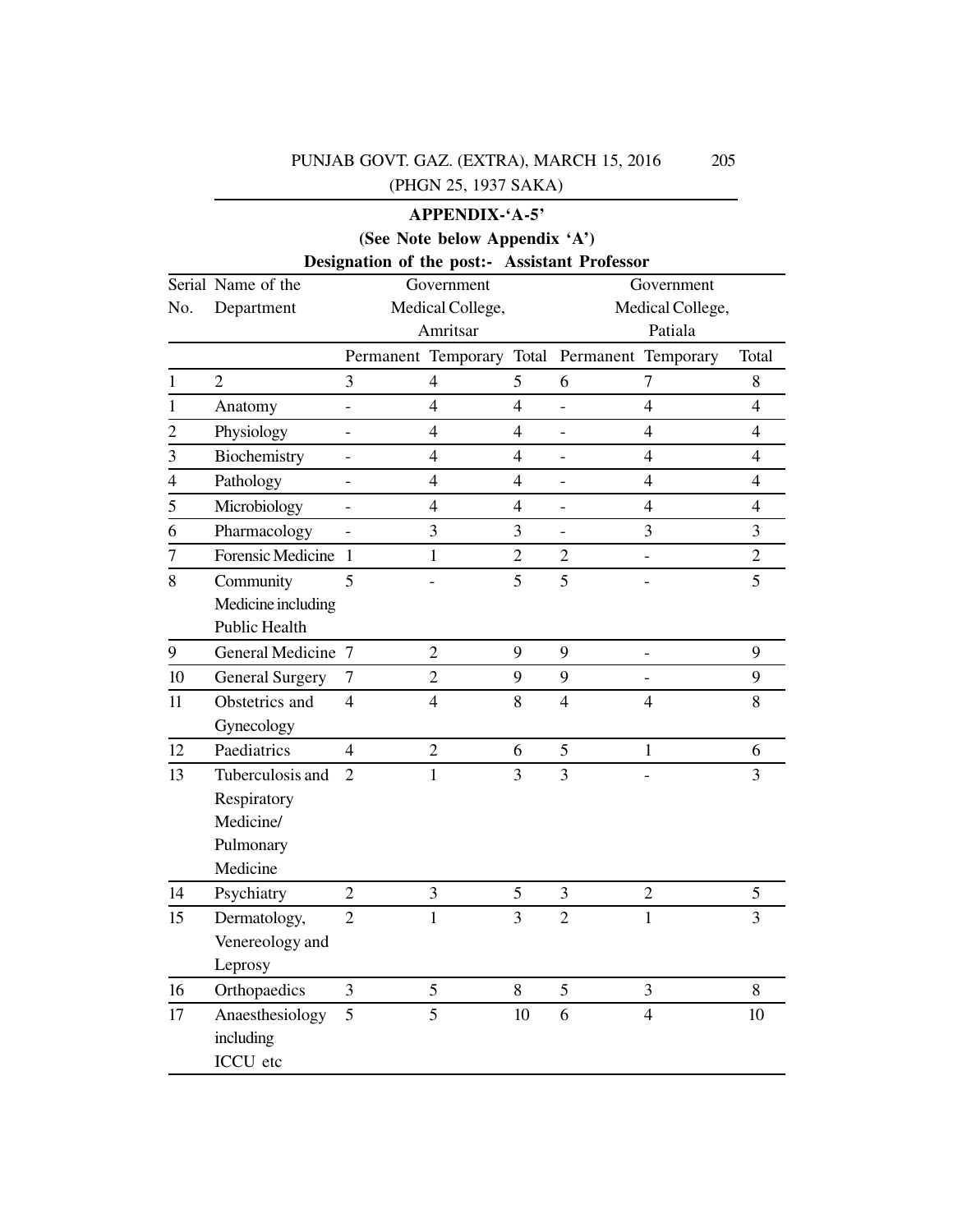**APPENDIX-'A-5'**

**(See Note below Appendix 'A')**

**Designation of the post:- Assistant Professor**

| Serial No. | Name of the Department | Government Medical College, Amritsar | | | Government Medical College, Patiala | | |
|---|---|---|---|---|---|---|---|
| | | Permanent | Temporary | Total | Permanent | Temporary | Total |
| 1 | 2 | 3 | 4 | 5 | 6 | 7 | 8 |
| 1 | Anatomy | - | 4 | 4 | - | 4 | 4 |
| 2 | Physiology | - | 4 | 4 | - | 4 | 4 |
| 3 | Biochemistry | - | 4 | 4 | - | 4 | 4 |
| 4 | Pathology | - | 4 | 4 | - | 4 | 4 |
| 5 | Microbiology | - | 4 | 4 | - | 4 | 4 |
| 6 | Pharmacology | - | 3 | 3 | - | 3 | 3 |
| 7 | Forensic Medicine | 1 | 1 | 2 | 2 | - | 2 |
| 8 | Community Medicine including Public Health | 5 | - | 5 | 5 | - | 5 |
| 9 | General Medicine | 7 | 2 | 9 | 9 | - | 9 |
| 10 | General Surgery | 7 | 2 | 9 | 9 | - | 9 |
| 11 | Obstetrics and Gynecology | 4 | 4 | 8 | 4 | 4 | 8 |
| 12 | Paediatrics | 4 | 2 | 6 | 5 | 1 | 6 |
| 13 | Tuberculosis and Respiratory Medicine/ Pulmonary Medicine | 2 | 1 | 3 | 3 | - | 3 |
| 14 | Psychiatry | 2 | 3 | 5 | 3 | 2 | 5 |
| 15 | Dermatology, Venereology and Leprosy | 2 | 1 | 3 | 2 | 1 | 3 |
| 16 | Orthopaedics | 3 | 5 | 8 | 5 | 3 | 8 |
| 17 | Anaesthesiology including ICCU etc | 5 | 5 | 10 | 6 | 4 | 10 |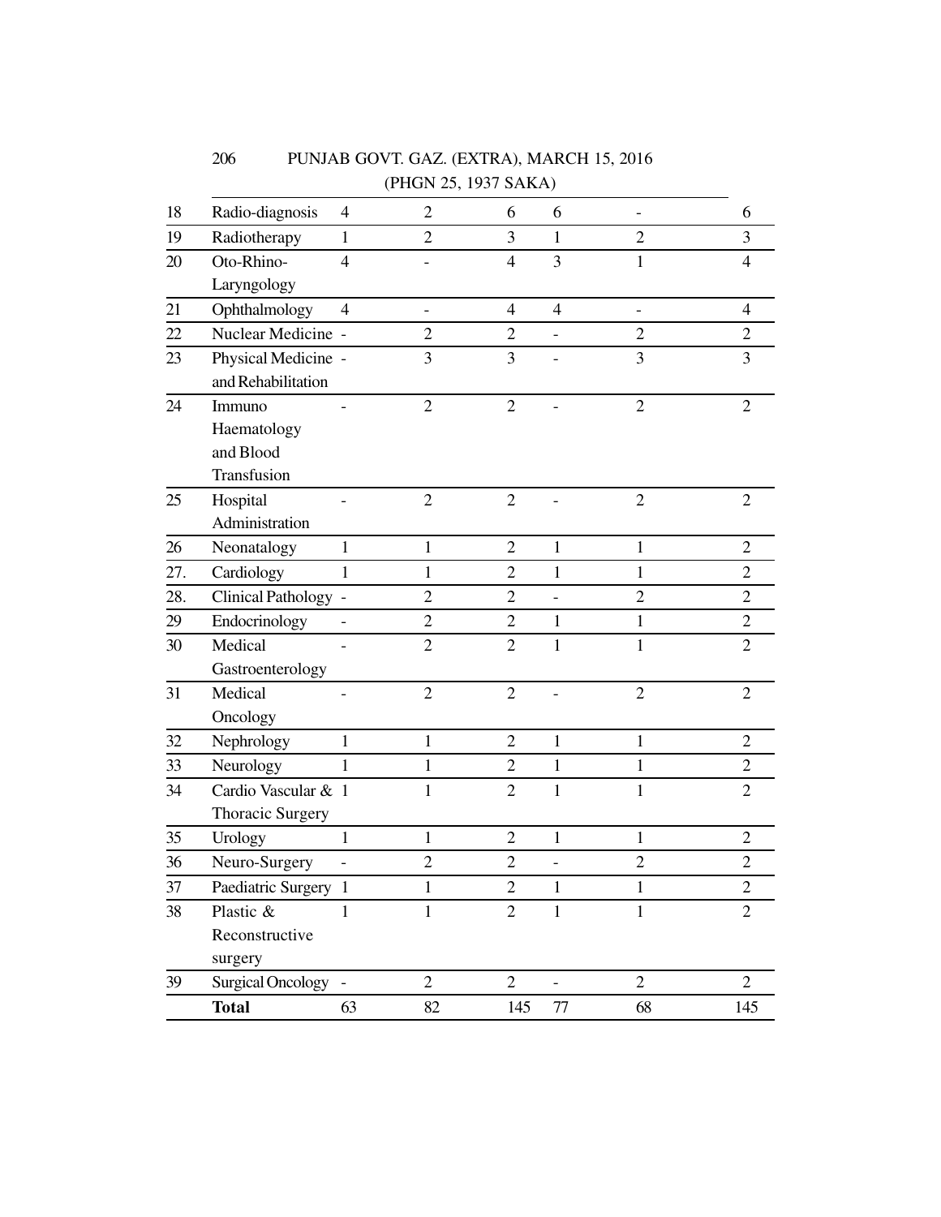| | | | | | | | |
|---|---|---|---|---|---|---|---|
| 18 | Radio-diagnosis | 4 | 2 | 6 | 6 | - | 6 |
| 19 | Radiotherapy | 1 | 2 | 3 | 1 | 2 | 3 |
| 20 | Oto-Rhino-Laryngology | 4 | - | 4 | 3 | 1 | 4 |
| 21 | Ophthalmology | 4 | - | 4 | 4 | - | 4 |
| 22 | Nuclear Medicine | - | 2 | 2 | - | 2 | 2 |
| 23 | Physical Medicine and Rehabilitation | - | 3 | 3 | - | 3 | 3 |
| 24 | Immuno Haematology and Blood Transfusion | - | 2 | 2 | - | 2 | 2 |
| 25 | Hospital Administration | - | 2 | 2 | - | 2 | 2 |
| 26 | Neonatalogy | 1 | 1 | 2 | 1 | 1 | 2 |
| 27. | Cardiology | 1 | 1 | 2 | 1 | 1 | 2 |
| 28. | Clinical Pathology | - | 2 | 2 | - | 2 | 2 |
| 29 | Endocrinology | - | 2 | 2 | 1 | 1 | 2 |
| 30 | Medical Gastroenterology | - | 2 | 2 | 1 | 1 | 2 |
| 31 | Medical Oncology | - | 2 | 2 | - | 2 | 2 |
| 32 | Nephrology | 1 | 1 | 2 | 1 | 1 | 2 |
| 33 | Neurology | 1 | 1 | 2 | 1 | 1 | 2 |
| 34 | Cardio Vascular & Thoracic Surgery | 1 | 1 | 2 | 1 | 1 | 2 |
| 35 | Urology | 1 | 1 | 2 | 1 | 1 | 2 |
| 36 | Neuro-Surgery | - | 2 | 2 | - | 2 | 2 |
| 37 | Paediatric Surgery | 1 | 1 | 2 | 1 | 1 | 2 |
| 38 | Plastic & Reconstructive surgery | 1 | 1 | 2 | 1 | 1 | 2 |
| 39 | Surgical Oncology | - | 2 | 2 | - | 2 | 2 |
| | **Total** | 63 | 82 | 145 | 77 | 68 | 145 |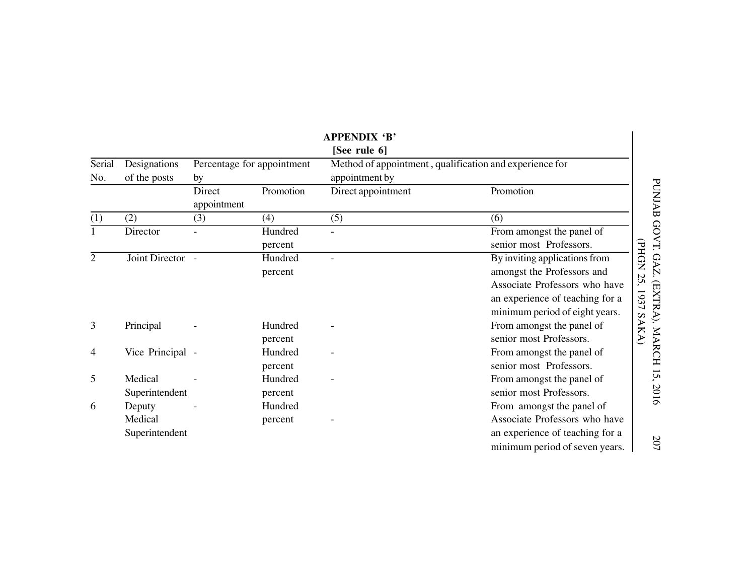## APPENDIX 'B'

**[See rule 6]**

| Serial No. | Designations of the posts | Percentage for appointment by | | Method of appointment, qualification and experience for appointment by | |
|---|---|---|---|---|---|
| | | Direct appointment | Promotion | Direct appointment | Promotion |
| (1) | (2) | (3) | (4) | (5) | (6) |
| 1 | Director | - | Hundred percent | - | From amongst the panel of senior most Professors. |
| 2 | Joint Director | - | Hundred percent | - | By inviting applications from amongst the Professors and Associate Professors who have an experience of teaching for a minimum period of eight years. |
| 3 | Principal | - | Hundred percent | - | From amongst the panel of senior most Professors. |
| 4 | Vice Principal | - | Hundred percent | - | From amongst the panel of senior most Professors. |
| 5 | Medical Superintendent | - | Hundred percent | - | From amongst the panel of senior most Professors. |
| 6 | Deputy Medical Superintendent | - | Hundred percent | - | From amongst the panel of Associate Professors who have an experience of teaching for a minimum period of seven years. |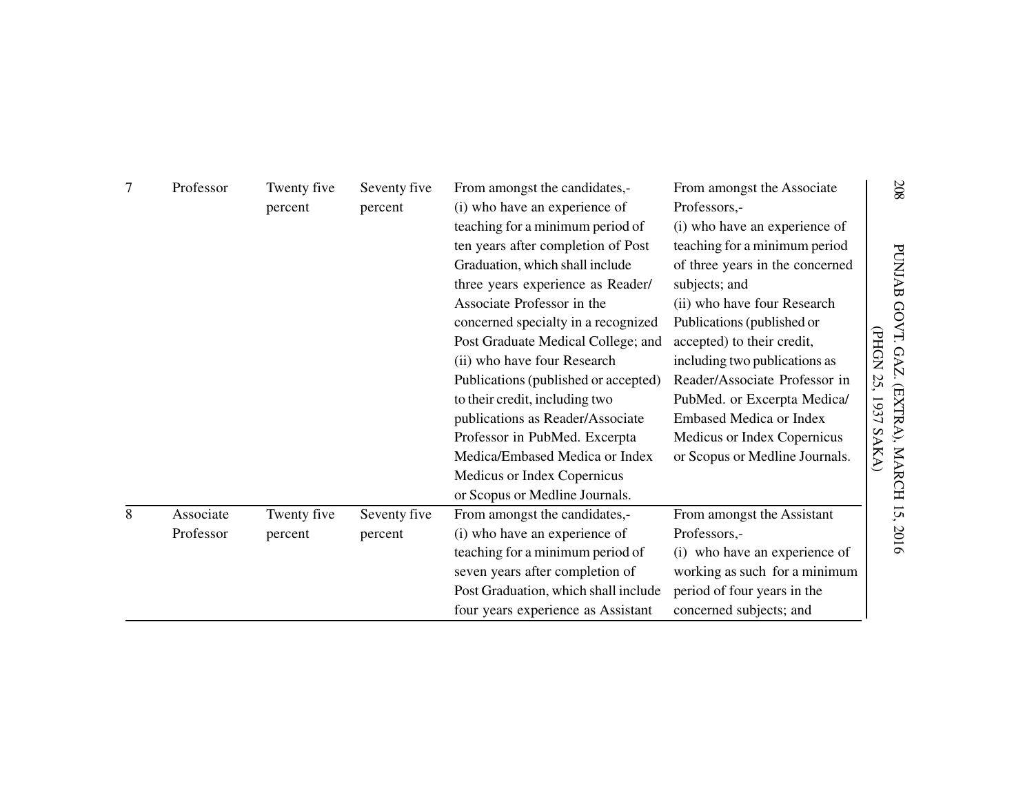| | | | | | |
|---|---|---|---|---|---|
| 7 | Professor | Twenty five percent | Seventy five percent | From amongst the candidates,- (i) who have an experience of teaching for a minimum period of ten years after completion of Post Graduation, which shall include three years experience as Reader/ Associate Professor in the concerned specialty in a recognized Post Graduate Medical College; and (ii) who have four Research Publications (published or accepted) to their credit, including two publications as Reader/Associate Professor in PubMed. Excerpta Medica/Embased Medica or Index Medicus or Index Copernicus or Scopus or Medline Journals. | From amongst the Associate Professors,- (i) who have an experience of teaching for a minimum period of three years in the concerned subjects; and (ii) who have four Research Publications (published or accepted) to their credit, including two publications as Reader/Associate Professor in PubMed. or Excerpta Medica/ Embased Medica or Index Medicus or Index Copernicus or Scopus or Medline Journals. |
| 8 | Associate Professor | Twenty five percent | Seventy five percent | From amongst the candidates,- (i) who have an experience of teaching for a minimum period of seven years after completion of Post Graduation, which shall include four years experience as Assistant | From amongst the Assistant Professors,- (i) who have an experience of working as such for a minimum period of four years in the concerned subjects; and |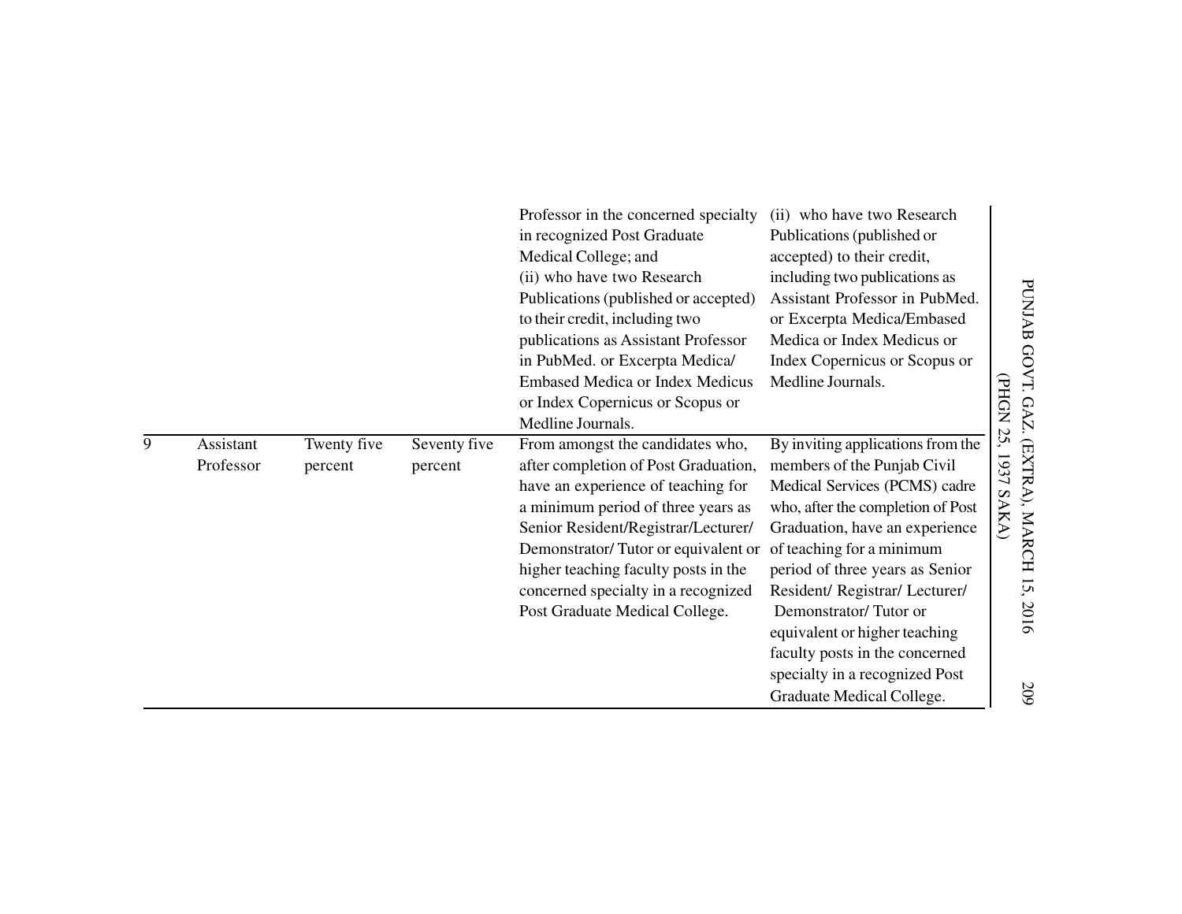| | | | | | |
|---|---|---|---|---|---|
| | | | | Professor in the concerned specialty in recognized Post Graduate Medical College; and<br>(ii) who have two Research Publications (published or accepted) to their credit, including two publications as Assistant Professor in PubMed. or Excerpta Medica/ Embased Medica or Index Medicus or Index Copernicus or Scopus or Medline Journals. | (ii) who have two Research Publications (published or accepted) to their credit, including two publications as Assistant Professor in PubMed. or Excerpta Medica/Embased Medica or Index Medicus or Index Copernicus or Scopus or Medline Journals. |
| 9 | Assistant Professor | Twenty five percent | Seventy five percent | From amongst the candidates who, after completion of Post Graduation, have an experience of teaching for a minimum period of three years as Senior Resident/Registrar/Lecturer/ Demonstrator/ Tutor or equivalent or higher teaching faculty posts in the concerned specialty in a recognized Post Graduate Medical College. | By inviting applications from the members of the Punjab Civil Medical Services (PCMS) cadre who, after the completion of Post Graduation, have an experience of teaching for a minimum period of three years as Senior Resident/ Registrar/ Lecturer/ Demonstrator/ Tutor or equivalent or higher teaching faculty posts in the concerned specialty in a recognized Post Graduate Medical College. |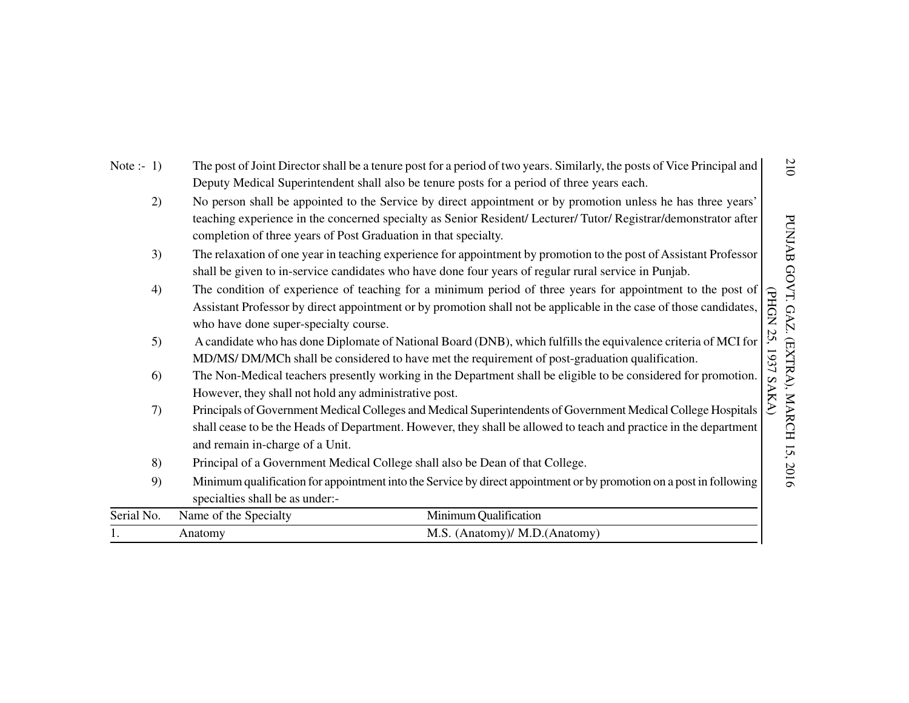Note :-

1) The post of Joint Director shall be a tenure post for a period of two years. Similarly, the posts of Vice Principal and Deputy Medical Superintendent shall also be tenure posts for a period of three years each.

2) No person shall be appointed to the Service by direct appointment or by promotion unless he has three years' teaching experience in the concerned specialty as Senior Resident/ Lecturer/ Tutor/ Registrar/demonstrator after completion of three years of Post Graduation in that specialty.

3) The relaxation of one year in teaching experience for appointment by promotion to the post of Assistant Professor shall be given to in-service candidates who have done four years of regular rural service in Punjab.

4) The condition of experience of teaching for a minimum period of three years for appointment to the post of Assistant Professor by direct appointment or by promotion shall not be applicable in the case of those candidates, who have done super-specialty course.

5) A candidate who has done Diplomate of National Board (DNB), which fulfills the equivalence criteria of MCI for MD/MS/ DM/MCh shall be considered to have met the requirement of post-graduation qualification.

6) The Non-Medical teachers presently working in the Department shall be eligible to be considered for promotion. However, they shall not hold any administrative post.

7) Principals of Government Medical Colleges and Medical Superintendents of Government Medical College Hospitals shall cease to be the Heads of Department. However, they shall be allowed to teach and practice in the department and remain in-charge of a Unit.

8) Principal of a Government Medical College shall also be Dean of that College.

9) Minimum qualification for appointment into the Service by direct appointment or by promotion on a post in following specialties shall be as under:-

| Serial No. | Name of the Specialty | Minimum Qualification |
|---|---|---|
| 1. | Anatomy | M.S. (Anatomy)/ M.D.(Anatomy) |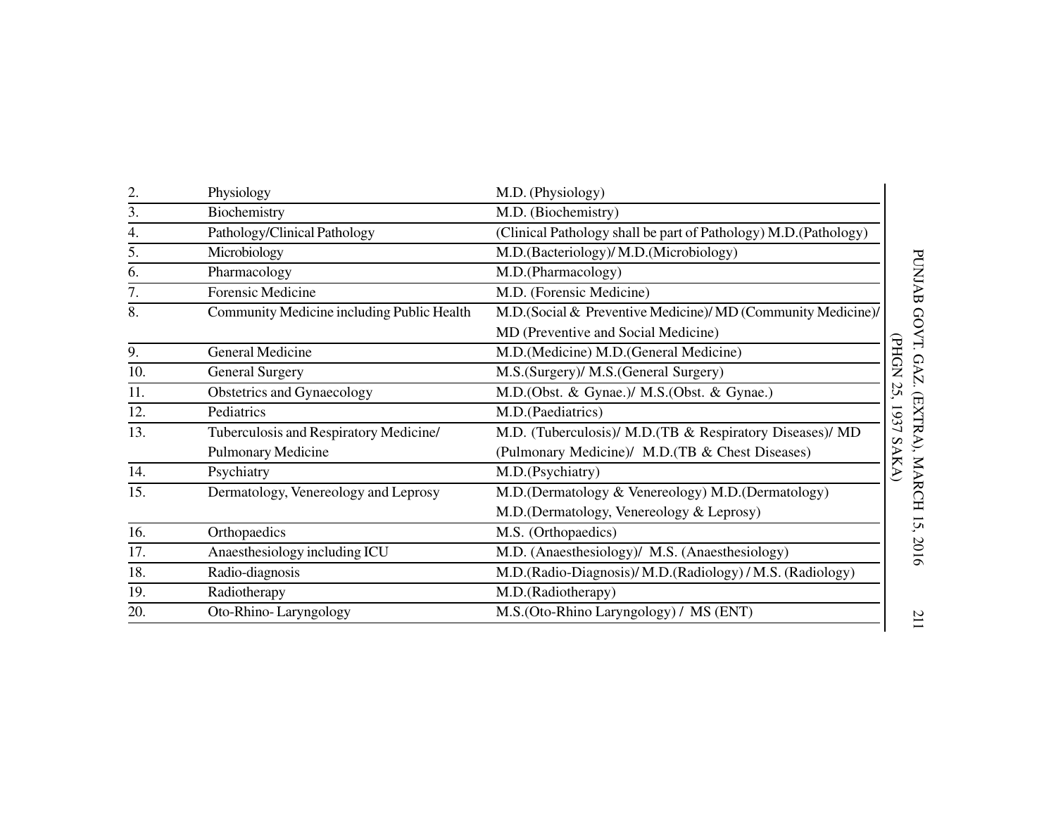| | | |
|---|---|---|
| 2. | Physiology | M.D. (Physiology) |
| 3. | Biochemistry | M.D. (Biochemistry) |
| 4. | Pathology/Clinical Pathology | (Clinical Pathology shall be part of Pathology) M.D.(Pathology) |
| 5. | Microbiology | M.D.(Bacteriology)/ M.D.(Microbiology) |
| 6. | Pharmacology | M.D.(Pharmacology) |
| 7. | Forensic Medicine | M.D. (Forensic Medicine) |
| 8. | Community Medicine including Public Health | M.D.(Social & Preventive Medicine)/ MD (Community Medicine)/ MD (Preventive and Social Medicine) |
| 9. | General Medicine | M.D.(Medicine) M.D.(General Medicine) |
| 10. | General Surgery | M.S.(Surgery)/ M.S.(General Surgery) |
| 11. | Obstetrics and Gynaecology | M.D.(Obst. & Gynae.)/ M.S.(Obst. & Gynae.) |
| 12. | Pediatrics | M.D.(Paediatrics) |
| 13. | Tuberculosis and Respiratory Medicine/ Pulmonary Medicine | M.D. (Tuberculosis)/ M.D.(TB & Respiratory Diseases)/ MD (Pulmonary Medicine)/ M.D.(TB & Chest Diseases) |
| 14. | Psychiatry | M.D.(Psychiatry) |
| 15. | Dermatology, Venereology and Leprosy | M.D.(Dermatology & Venereology) M.D.(Dermatology) M.D.(Dermatology, Venereology & Leprosy) |
| 16. | Orthopaedics | M.S. (Orthopaedics) |
| 17. | Anaesthesiology including ICU | M.D. (Anaesthesiology)/ M.S. (Anaesthesiology) |
| 18. | Radio-diagnosis | M.D.(Radio-Diagnosis)/ M.D.(Radiology) / M.S. (Radiology) |
| 19. | Radiotherapy | M.D.(Radiotherapy) |
| 20. | Oto-Rhino- Laryngology | M.S.(Oto-Rhino Laryngology) / MS (ENT) |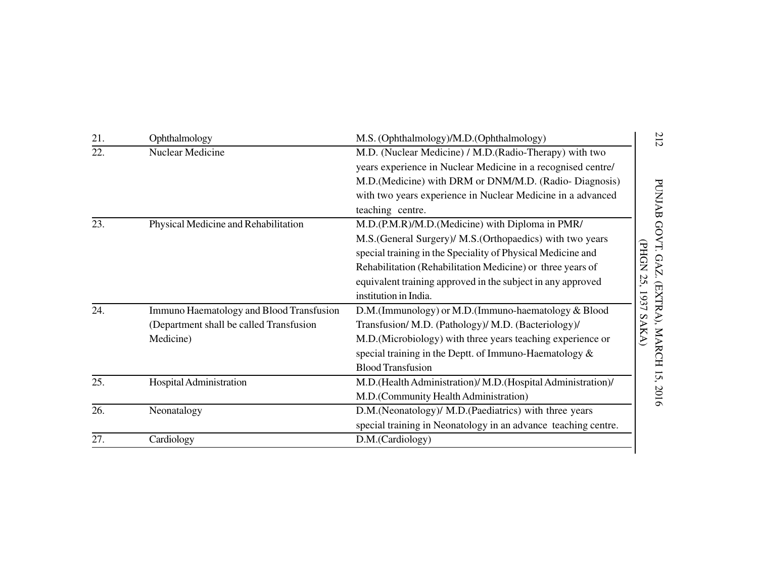| | | |
|---|---|---|
| 21. | Ophthalmology | M.S. (Ophthalmology)/M.D.(Ophthalmology) |
| 22. | Nuclear Medicine | M.D. (Nuclear Medicine) / M.D.(Radio-Therapy) with two years experience in Nuclear Medicine in a recognised centre/ M.D.(Medicine) with DRM or DNM/M.D. (Radio- Diagnosis) with two years experience in Nuclear Medicine in a advanced teaching centre. |
| 23. | Physical Medicine and Rehabilitation | M.D.(P.M.R)/M.D.(Medicine) with Diploma in PMR/ M.S.(General Surgery)/ M.S.(Orthopaedics) with two years special training in the Speciality of Physical Medicine and Rehabilitation (Rehabilitation Medicine) or three years of equivalent training approved in the subject in any approved institution in India. |
| 24. | Immuno Haematology and Blood Transfusion (Department shall be called Transfusion Medicine) | D.M.(Immunology) or M.D.(Immuno-haematology & Blood Transfusion/ M.D. (Pathology)/ M.D. (Bacteriology)/ M.D.(Microbiology) with three years teaching experience or special training in the Deptt. of Immuno-Haematology & Blood Transfusion |
| 25. | Hospital Administration | M.D.(Health Administration)/ M.D.(Hospital Administration)/ M.D.(Community Health Administration) |
| 26. | Neonatalogy | D.M.(Neonatology)/ M.D.(Paediatrics) with three years special training in Neonatology in an advance teaching centre. |
| 27. | Cardiology | D.M.(Cardiology) |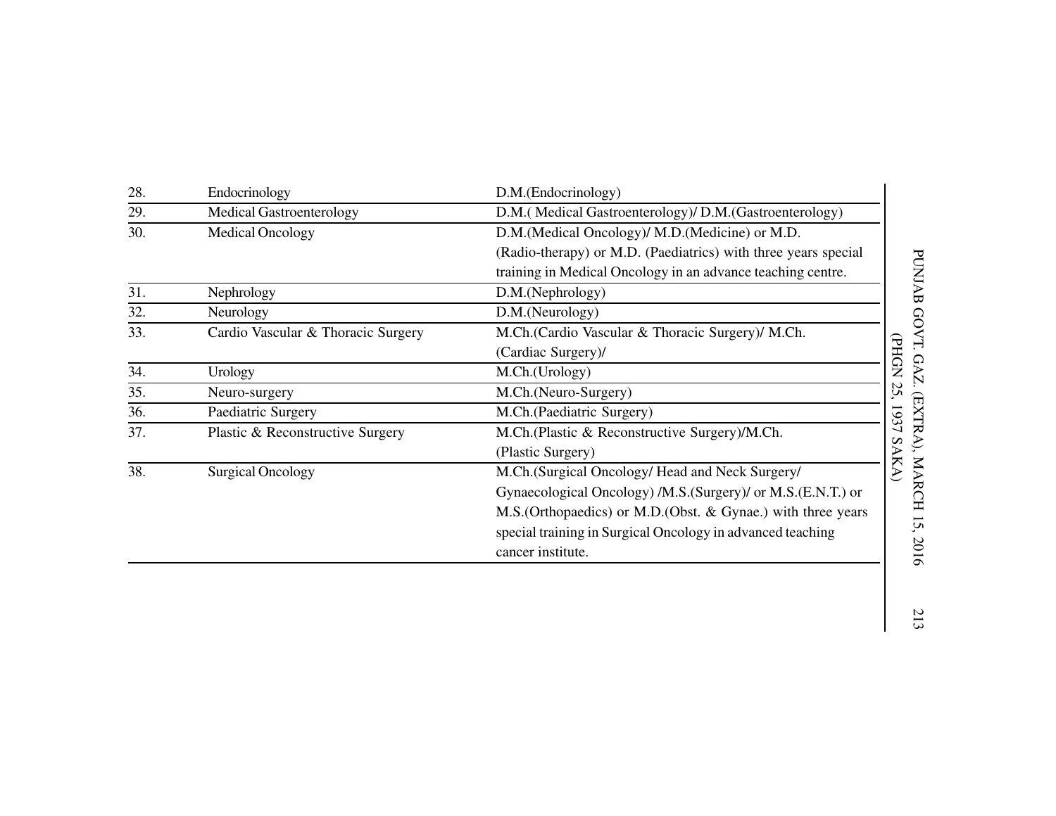| | | |
|---|---|---|
| 28. | Endocrinology | D.M.(Endocrinology) |
| 29. | Medical Gastroenterology | D.M.( Medical Gastroenterology)/ D.M.(Gastroenterology) |
| 30. | Medical Oncology | D.M.(Medical Oncology)/ M.D.(Medicine) or M.D. (Radio-therapy) or M.D. (Paediatrics) with three years special training in Medical Oncology in an advance teaching centre. |
| 31. | Nephrology | D.M.(Nephrology) |
| 32. | Neurology | D.M.(Neurology) |
| 33. | Cardio Vascular & Thoracic Surgery | M.Ch.(Cardio Vascular & Thoracic Surgery)/ M.Ch. (Cardiac Surgery)/ |
| 34. | Urology | M.Ch.(Urology) |
| 35. | Neuro-surgery | M.Ch.(Neuro-Surgery) |
| 36. | Paediatric Surgery | M.Ch.(Paediatric Surgery) |
| 37. | Plastic & Reconstructive Surgery | M.Ch.(Plastic & Reconstructive Surgery)/M.Ch. (Plastic Surgery) |
| 38. | Surgical Oncology | M.Ch.(Surgical Oncology/ Head and Neck Surgery/ Gynaecological Oncology) /M.S.(Surgery)/ or M.S.(E.N.T.) or M.S.(Orthopaedics) or M.D.(Obst. & Gynae.) with three years special training in Surgical Oncology in advanced teaching cancer institute. |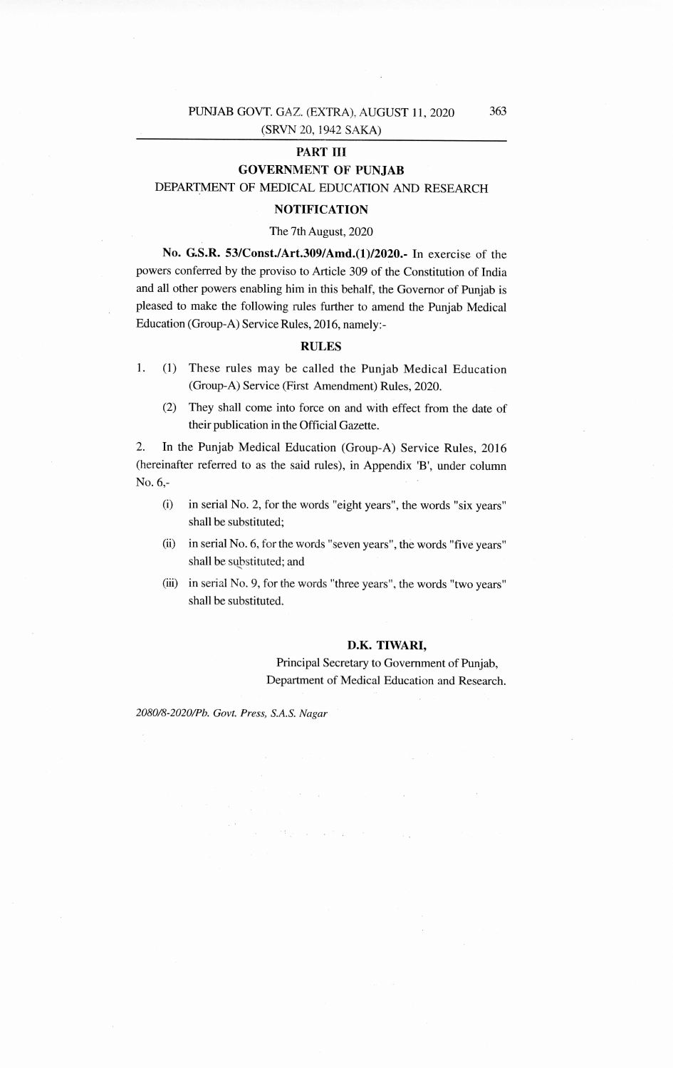**PART III**

**GOVERNMENT OF PUNJAB**

DEPARTMENT OF MEDICAL EDUCATION AND RESEARCH

**NOTIFICATION**

The 7th August, 2020

**No. G.S.R. 53/Const./Art.309/Amd.(1)/2020.-** In exercise of the powers conferred by the proviso to Article 309 of the Constitution of India and all other powers enabling him in this behalf, the Governor of Punjab is pleased to make the following rules further to amend the Punjab Medical Education (Group-A) Service Rules, 2016, namely:-

**RULES**

1. (1) These rules may be called the Punjab Medical Education (Group-A) Service (First Amendment) Rules, 2020.

   (2) They shall come into force on and with effect from the date of their publication in the Official Gazette.

2. In the Punjab Medical Education (Group-A) Service Rules, 2016 (hereinafter referred to as the said rules), in Appendix 'B', under column No. 6,-

   (i) in serial No. 2, for the words "eight years", the words "six years" shall be substituted;

   (ii) in serial No. 6, for the words "seven years", the words "five years" shall be substituted; and

   (iii) in serial No. 9, for the words "three years", the words "two years" shall be substituted.

**D.K. TIWARI,**

Principal Secretary to Government of Punjab,
Department of Medical Education and Research.

*2080/8-2020/Pb. Govt. Press, S.A.S. Nagar*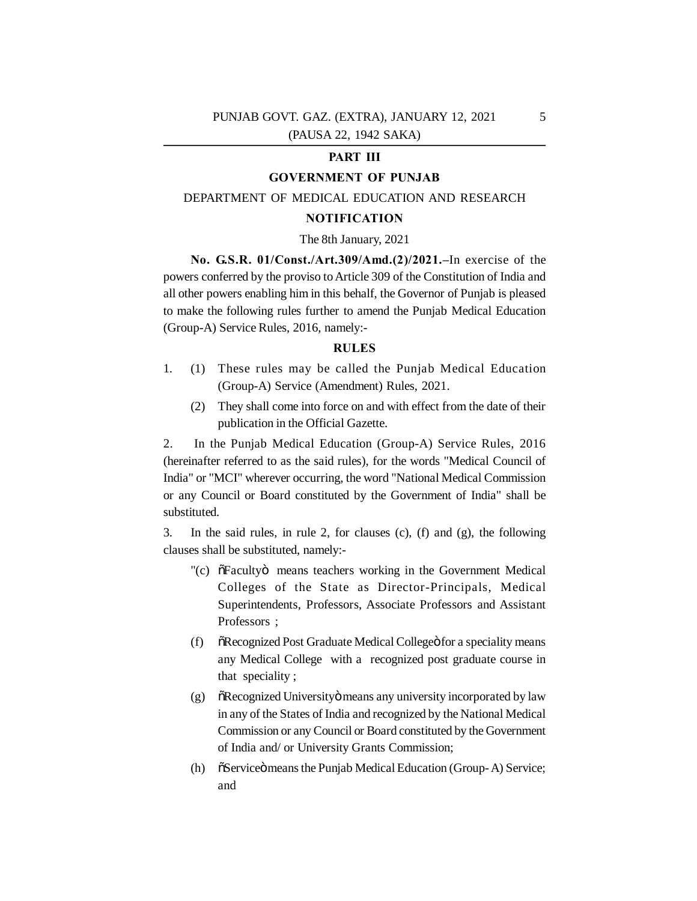**PART III**

**GOVERNMENT OF PUNJAB**

DEPARTMENT OF MEDICAL EDUCATION AND RESEARCH

**NOTIFICATION**

The 8th January, 2021

**No. G.S.R. 01/Const./Art.309/Amd.(2)/2021.**–In exercise of the powers conferred by the proviso to Article 309 of the Constitution of India and all other powers enabling him in this behalf, the Governor of Punjab is pleased to make the following rules further to amend the Punjab Medical Education (Group-A) Service Rules, 2016, namely:-

**RULES**

1. (1) These rules may be called the Punjab Medical Education (Group-A) Service (Amendment) Rules, 2021.

   (2) They shall come into force on and with effect from the date of their publication in the Official Gazette.

2. In the Punjab Medical Education (Group-A) Service Rules, 2016 (hereinafter referred to as the said rules), for the words "Medical Council of India" or "MCI" wherever occurring, the word "National Medical Commission or any Council or Board constituted by the Government of India" shall be substituted.

3. In the said rules, in rule 2, for clauses (c), (f) and (g), the following clauses shall be substituted, namely:-

   "(c) "Faculty" means teachers working in the Government Medical Colleges of the State as Director-Principals, Medical Superintendents, Professors, Associate Professors and Assistant Professors ;

   (f) "Recognized Post Graduate Medical College" for a speciality means any Medical College with a recognized post graduate course in that speciality ;

   (g) "Recognized University" means any university incorporated by law in any of the States of India and recognized by the National Medical Commission or any Council or Board constituted by the Government of India and/ or University Grants Commission;

   (h) "Service" means the Punjab Medical Education (Group- A) Service; and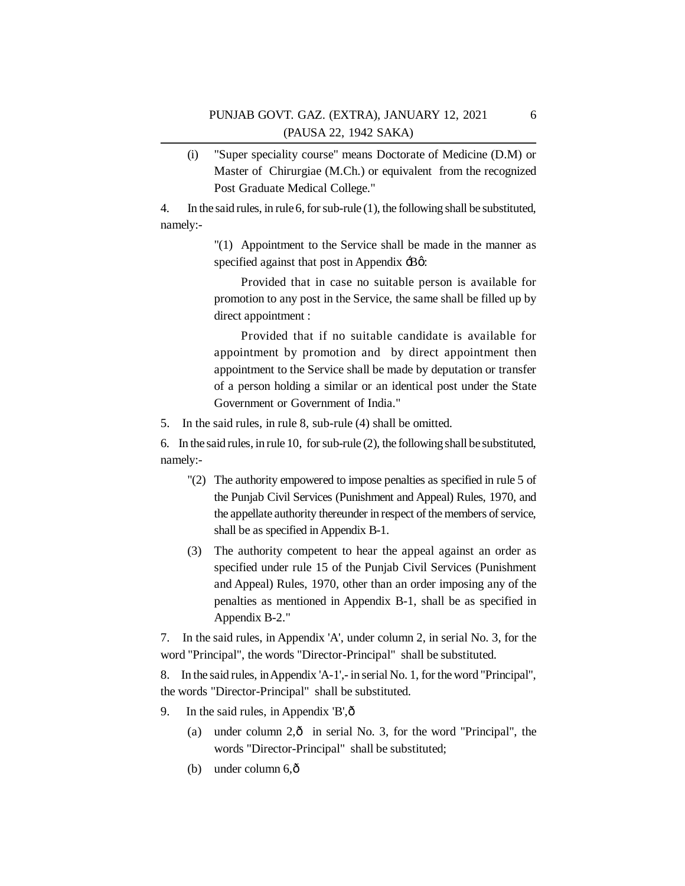(i) "Super speciality course" means Doctorate of Medicine (D.M) or Master of Chirurgiae (M.Ch.) or equivalent from the recognized Post Graduate Medical College."

4. In the said rules, in rule 6, for sub-rule (1), the following shall be substituted, namely:-

> "(1) Appointment to the Service shall be made in the manner as specified against that post in Appendix ‘B’:
>
> Provided that in case no suitable person is available for promotion to any post in the Service, the same shall be filled up by direct appointment :
>
> Provided that if no suitable candidate is available for appointment by promotion and by direct appointment then appointment to the Service shall be made by deputation or transfer of a person holding a similar or an identical post under the State Government or Government of India."

5. In the said rules, in rule 8, sub-rule (4) shall be omitted.

6. In the said rules, in rule 10, for sub-rule (2), the following shall be substituted, namely:-

> "(2) The authority empowered to impose penalties as specified in rule 5 of the Punjab Civil Services (Punishment and Appeal) Rules, 1970, and the appellate authority thereunder in respect of the members of service, shall be as specified in Appendix B-1.
>
> (3) The authority competent to hear the appeal against an order as specified under rule 15 of the Punjab Civil Services (Punishment and Appeal) Rules, 1970, other than an order imposing any of the penalties as mentioned in Appendix B-1, shall be as specified in Appendix B-2."

7. In the said rules, in Appendix 'A', under column 2, in serial No. 3, for the word "Principal", the words "Director-Principal" shall be substituted.

8. In the said rules, in Appendix 'A-1',- in serial No. 1, for the word "Principal", the words "Director-Principal" shall be substituted.

9. In the said rules, in Appendix 'B',—

(a) under column 2,— in serial No. 3, for the word "Principal", the words "Director-Principal" shall be substituted;

(b) under column 6,—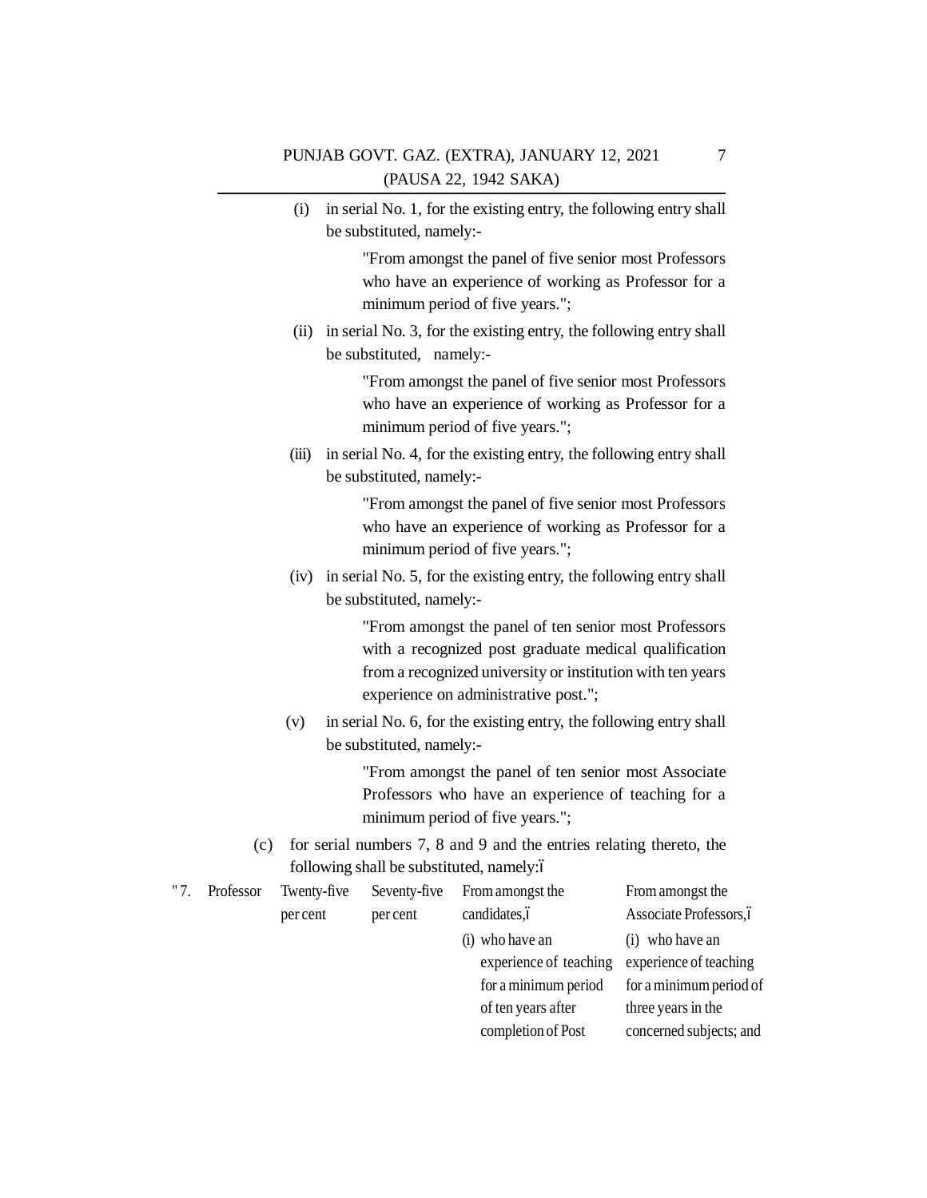(i) in serial No. 1, for the existing entry, the following entry shall be substituted, namely:-

> "From amongst the panel of five senior most Professors who have an experience of working as Professor for a minimum period of five years.";

(ii) in serial No. 3, for the existing entry, the following entry shall be substituted, namely:-

> "From amongst the panel of five senior most Professors who have an experience of working as Professor for a minimum period of five years.";

(iii) in serial No. 4, for the existing entry, the following entry shall be substituted, namely:-

> "From amongst the panel of five senior most Professors who have an experience of working as Professor for a minimum period of five years.";

(iv) in serial No. 5, for the existing entry, the following entry shall be substituted, namely:-

> "From amongst the panel of ten senior most Professors with a recognized post graduate medical qualification from a recognized university or institution with ten years experience on administrative post.";

(v) in serial No. 6, for the existing entry, the following entry shall be substituted, namely:-

> "From amongst the panel of ten senior most Associate Professors who have an experience of teaching for a minimum period of five years.";

(c) for serial numbers 7, 8 and 9 and the entries relating thereto, the following shall be substituted, namely:–

| | | | | | |
|---|---|---|---|---|---|
| " 7. | Professor | Twenty-five per cent | Seventy-five per cent | From amongst the candidates,–<br>(i) who have an experience of teaching for a minimum period of ten years after completion of Post | From amongst the Associate Professors,–<br>(i) who have an experience of teaching for a minimum period of three years in the concerned subjects; and |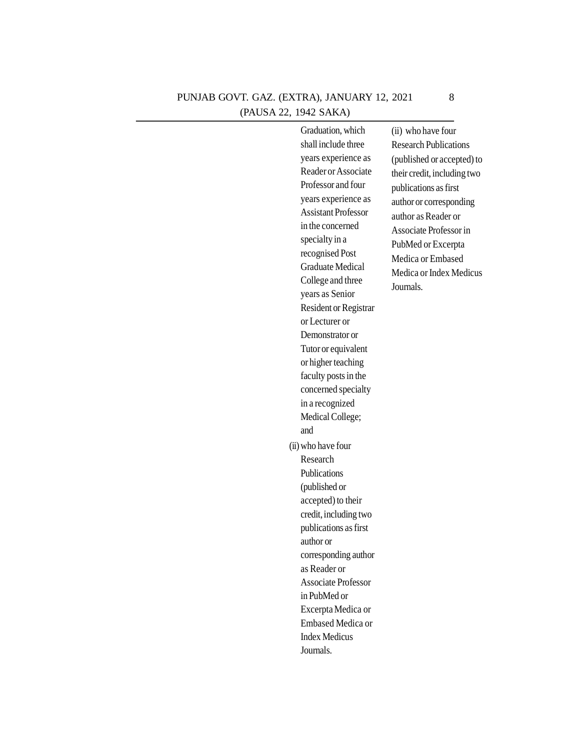| | | | |
|---|---|---|---|
| | | Graduation, which shall include three years experience as Reader or Associate Professor and four years experience as Assistant Professor in the concerned specialty in a recognised Post Graduate Medical College and three years as Senior Resident or Registrar or Lecturer or Demonstrator or Tutor or equivalent or higher teaching faculty posts in the concerned specialty in a recognized Medical College; and<br><br>(ii) who have four Research Publications (published or accepted) to their credit, including two publications as first author or corresponding author as Reader or Associate Professor in PubMed or Excerpta Medica or Embased Medica or Index Medicus Journals. | (ii) who have four Research Publications (published or accepted) to their credit, including two publications as first author or corresponding author as Reader or Associate Professor in PubMed or Excerpta Medica or Embased Medica or Index Medicus Journals. |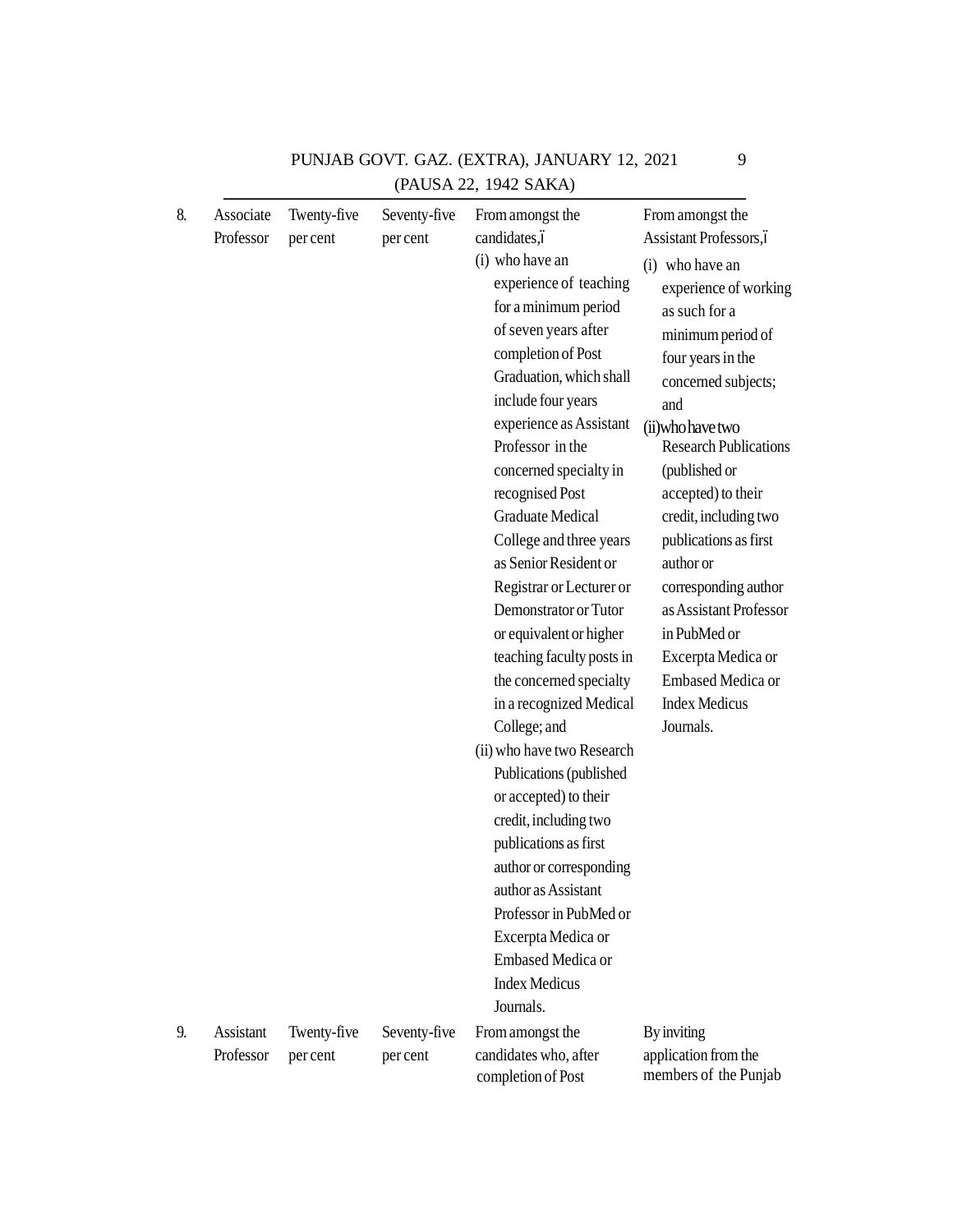| 8. | Associate Professor | Twenty-five per cent | Seventy-five per cent | From amongst the candidates,ï (i) who have an experience of teaching for a minimum period of seven years after completion of Post Graduation, which shall include four years experience as Assistant Professor in the concerned specialty in recognised Post Graduate Medical College and three years as Senior Resident or Registrar or Lecturer or Demonstrator or Tutor or equivalent or higher teaching faculty posts in the concerned specialty in a recognized Medical College; and (ii) who have two Research Publications (published or accepted) to their credit, including two publications as first author or corresponding author as Assistant Professor in PubMed or Excerpta Medica or Embased Medica or Index Medicus Journals. | From amongst the Assistant Professors,ï (i) who have an experience of working as such for a minimum period of four years in the concerned subjects; and (ii) who have two Research Publications (published or accepted) to their credit, including two publications as first author or corresponding author as Assistant Professor in PubMed or Excerpta Medica or Embased Medica or Index Medicus Journals. |
|---|---|---|---|---|---|
| 9. | Assistant Professor | Twenty-five per cent | Seventy-five per cent | From amongst the candidates who, after completion of Post | By inviting application from the members of the Punjab |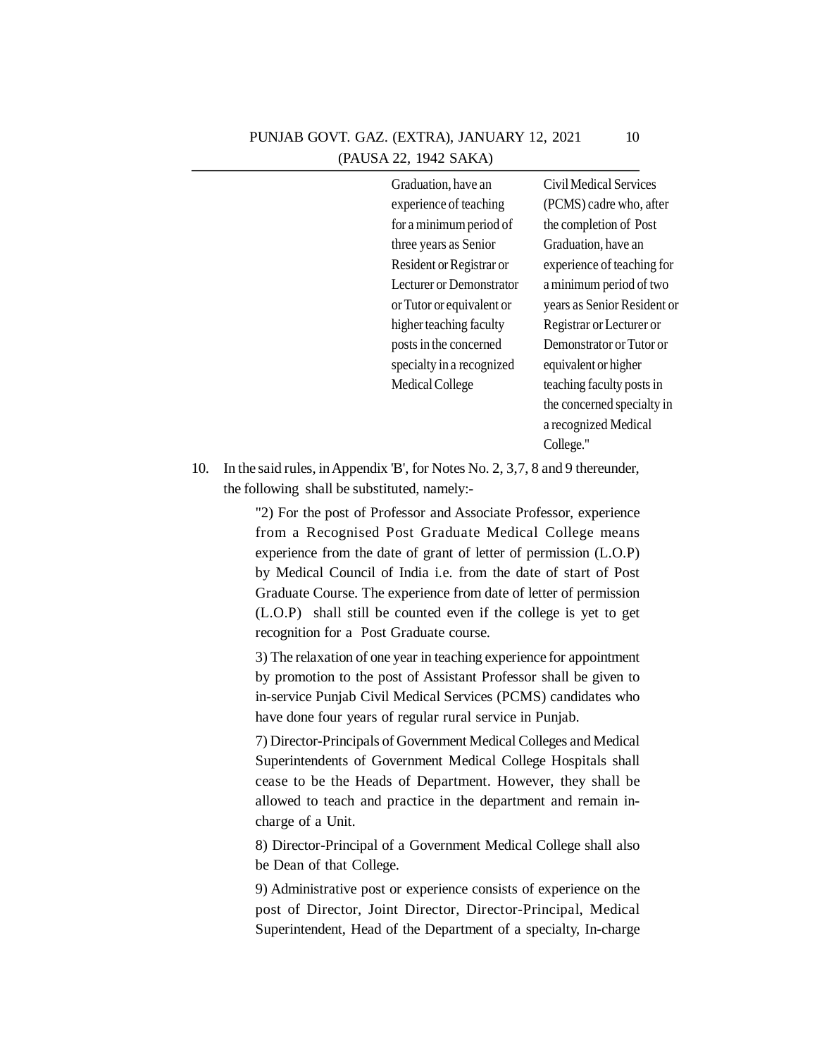| | | |
|---|---|---|
| | Graduation, have an experience of teaching for a minimum period of three years as Senior Resident or Registrar or Lecturer or Demonstrator or Tutor or equivalent or higher teaching faculty posts in the concerned specialty in a recognized Medical College | Civil Medical Services (PCMS) cadre who, after the completion of Post Graduation, have an experience of teaching for a minimum period of two years as Senior Resident or Registrar or Lecturer or Demonstrator or Tutor or equivalent or higher teaching faculty posts in the concerned specialty in a recognized Medical College." |

10. In the said rules, in Appendix 'B', for Notes No. 2, 3,7, 8 and 9 thereunder, the following shall be substituted, namely:-

"2) For the post of Professor and Associate Professor, experience from a Recognised Post Graduate Medical College means experience from the date of grant of letter of permission (L.O.P) by Medical Council of India i.e. from the date of start of Post Graduate Course. The experience from date of letter of permission (L.O.P) shall still be counted even if the college is yet to get recognition for a Post Graduate course.

3) The relaxation of one year in teaching experience for appointment by promotion to the post of Assistant Professor shall be given to in-service Punjab Civil Medical Services (PCMS) candidates who have done four years of regular rural service in Punjab.

7) Director-Principals of Government Medical Colleges and Medical Superintendents of Government Medical College Hospitals shall cease to be the Heads of Department. However, they shall be allowed to teach and practice in the department and remain in-charge of a Unit.

8) Director-Principal of a Government Medical College shall also be Dean of that College.

9) Administrative post or experience consists of experience on the post of Director, Joint Director, Director-Principal, Medical Superintendent, Head of the Department of a specialty, In-charge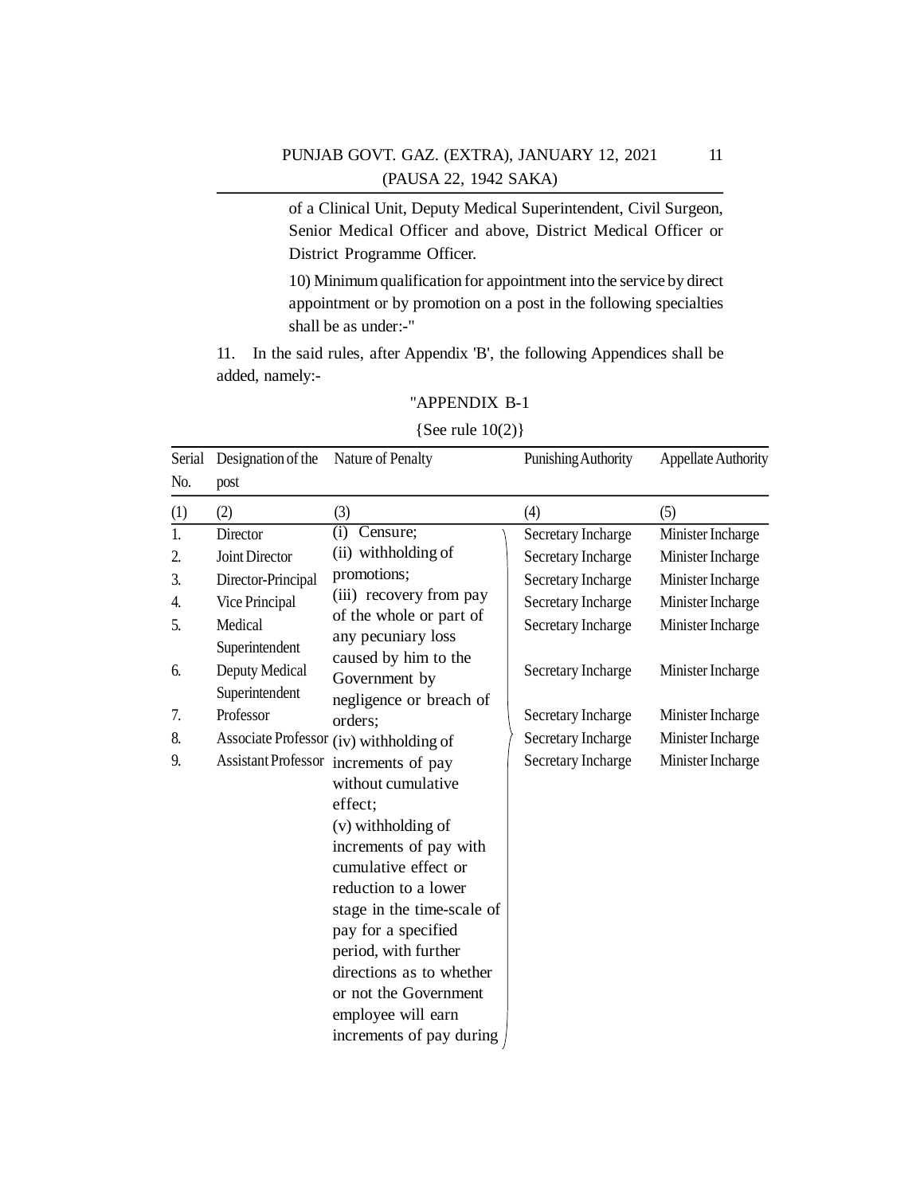of a Clinical Unit, Deputy Medical Superintendent, Civil Surgeon, Senior Medical Officer and above, District Medical Officer or District Programme Officer.

10) Minimum qualification for appointment into the service by direct appointment or by promotion on a post in the following specialties shall be as under:-"

11. In the said rules, after Appendix 'B', the following Appendices shall be added, namely:-

"APPENDIX B-1

{See rule 10(2)}

| Serial No. | Designation of the post | Nature of Penalty | Punishing Authority | Appellate Authority |
|---|---|---|---|---|
| (1) | (2) | (3) | (4) | (5) |
| 1. | Director | (i) Censure; (ii) withholding of promotions; (iii) recovery from pay of the whole or part of any pecuniary loss caused by him to the Government by negligence or breach of orders; (iv) withholding of increments of pay without cumulative effect; (v) withholding of increments of pay with cumulative effect or reduction to a lower stage in the time-scale of pay for a specified period, with further directions as to whether or not the Government employee will earn increments of pay during | Secretary Incharge | Minister Incharge |
| 2. | Joint Director | | Secretary Incharge | Minister Incharge |
| 3. | Director-Principal | | Secretary Incharge | Minister Incharge |
| 4. | Vice Principal | | Secretary Incharge | Minister Incharge |
| 5. | Medical Superintendent | | Secretary Incharge | Minister Incharge |
| 6. | Deputy Medical Superintendent | | Secretary Incharge | Minister Incharge |
| 7. | Professor | | Secretary Incharge | Minister Incharge |
| 8. | Associate Professor | | Secretary Incharge | Minister Incharge |
| 9. | Assistant Professor | | Secretary Incharge | Minister Incharge |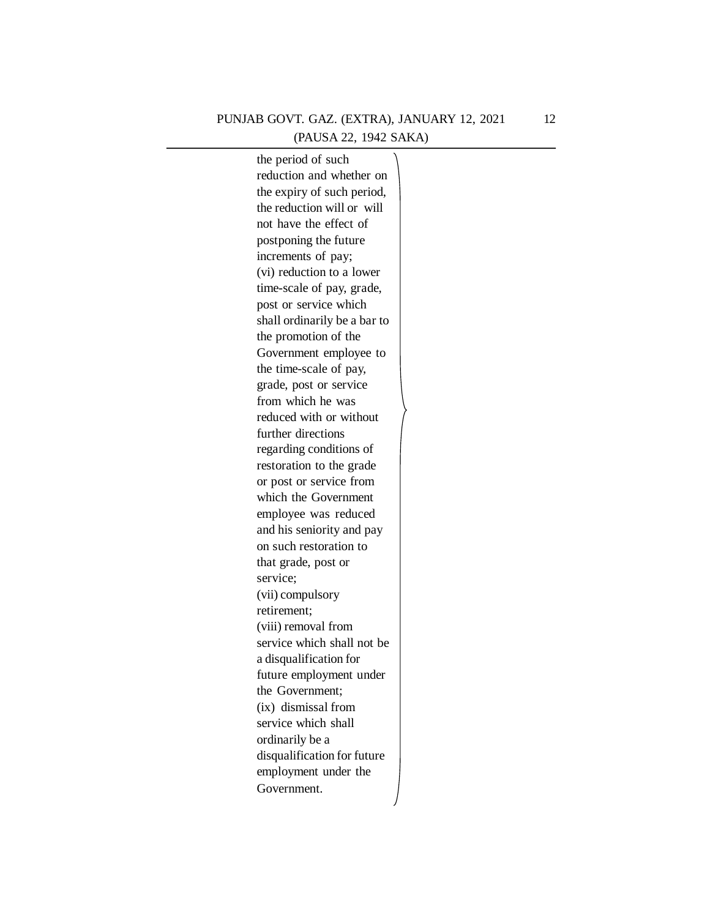the period of such reduction and whether on the expiry of such period, the reduction will or will not have the effect of postponing the future increments of pay;

(vi) reduction to a lower time-scale of pay, grade, post or service which shall ordinarily be a bar to the promotion of the Government employee to the time-scale of pay, grade, post or service from which he was reduced with or without further directions regarding conditions of restoration to the grade or post or service from which the Government employee was reduced and his seniority and pay on such restoration to that grade, post or service;

(vii) compulsory retirement;

(viii) removal from service which shall not be a disqualification for future employment under the Government;

(ix) dismissal from service which shall ordinarily be a disqualification for future employment under the Government.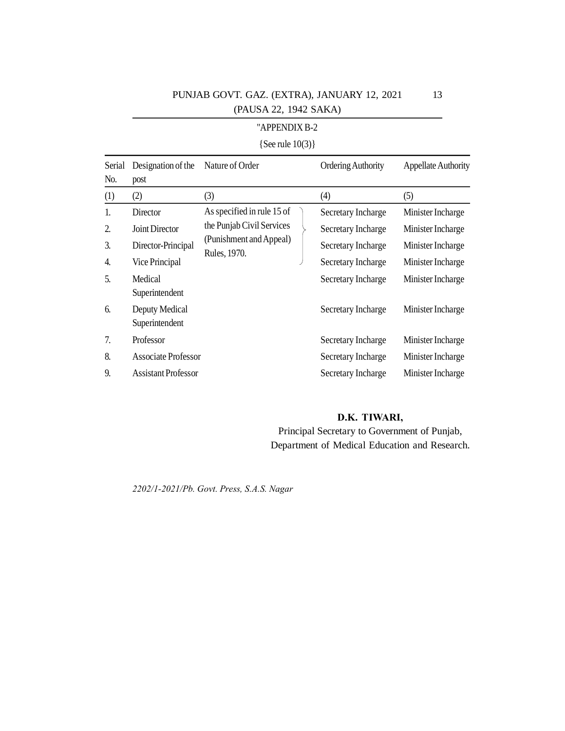"APPENDIX B-2

{See rule 10(3)}

| Serial No. | Designation of the post | Nature of Order | Ordering Authority | Appellate Authority |
|---|---|---|---|---|
| (1) | (2) | (3) | (4) | (5) |
| 1. | Director | As specified in rule 15 of the Punjab Civil Services (Punishment and Appeal) Rules, 1970. | Secretary Incharge | Minister Incharge |
| 2. | Joint Director | | Secretary Incharge | Minister Incharge |
| 3. | Director-Principal | | Secretary Incharge | Minister Incharge |
| 4. | Vice Principal | | Secretary Incharge | Minister Incharge |
| 5. | Medical Superintendent | | Secretary Incharge | Minister Incharge |
| 6. | Deputy Medical Superintendent | | Secretary Incharge | Minister Incharge |
| 7. | Professor | | Secretary Incharge | Minister Incharge |
| 8. | Associate Professor | | Secretary Incharge | Minister Incharge |
| 9. | Assistant Professor | | Secretary Incharge | Minister Incharge |

**D.K. TIWARI,**

Principal Secretary to Government of Punjab,
Department of Medical Education and Research.

*2202/1-2021/Pb. Govt. Press, S.A.S. Nagar*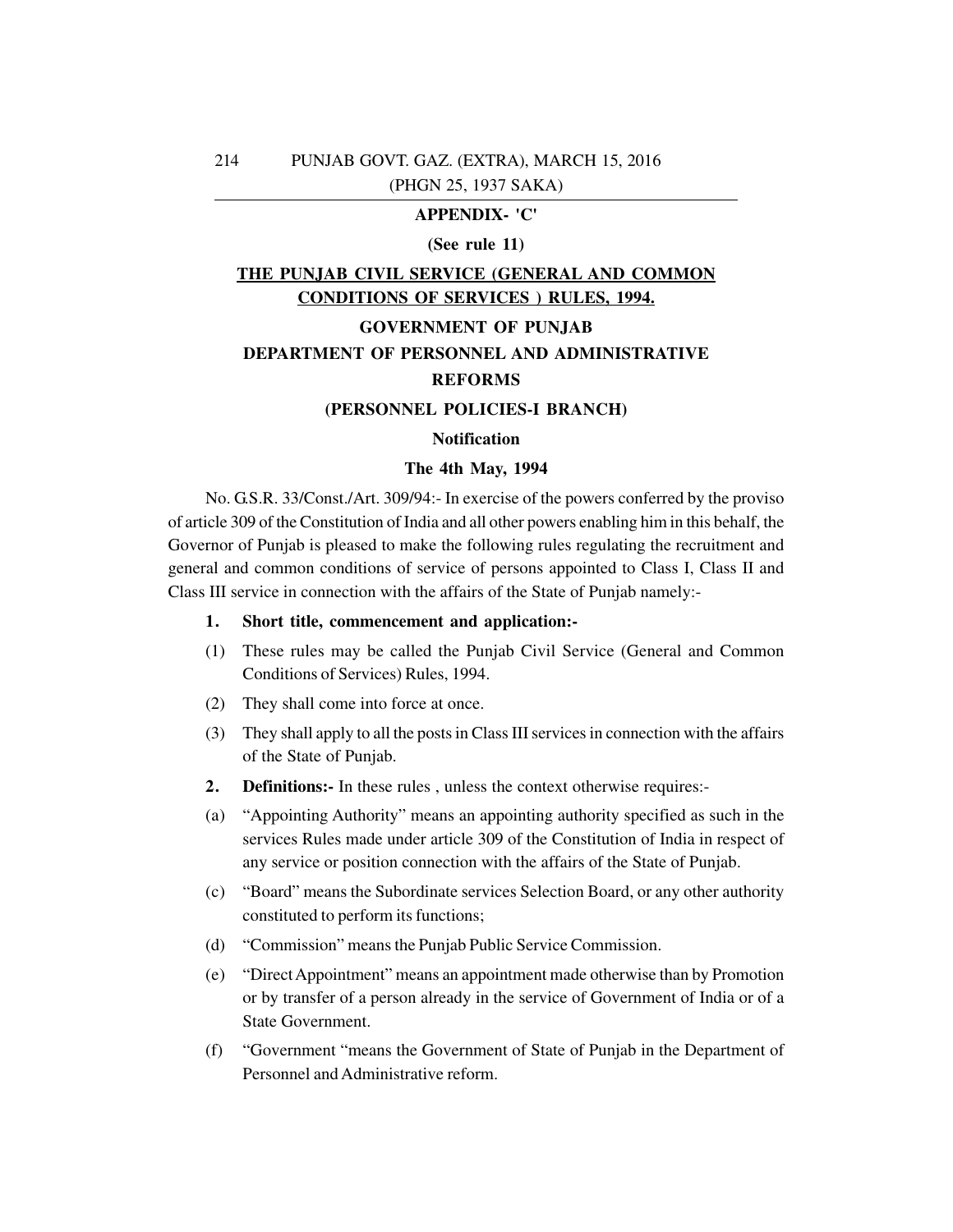**APPENDIX- 'C'**

**(See rule 11)**

**THE PUNJAB CIVIL SERVICE (GENERAL AND COMMON CONDITIONS OF SERVICES ) RULES, 1994.**

**GOVERNMENT OF PUNJAB**

**DEPARTMENT OF PERSONNEL AND ADMINISTRATIVE REFORMS**

**(PERSONNEL POLICIES-I BRANCH)**

**Notification**

**The 4th May, 1994**

No. G.S.R. 33/Const./Art. 309/94:- In exercise of the powers conferred by the proviso of article 309 of the Constitution of India and all other powers enabling him in this behalf, the Governor of Punjab is pleased to make the following rules regulating the recruitment and general and common conditions of service of persons appointed to Class I, Class II and Class III service in connection with the affairs of the State of Punjab namely:-

**1. Short title, commencement and application:-**

(1) These rules may be called the Punjab Civil Service (General and Common Conditions of Services) Rules, 1994.

(2) They shall come into force at once.

(3) They shall apply to all the posts in Class III services in connection with the affairs of the State of Punjab.

**2. Definitions:-** In these rules , unless the context otherwise requires:-

(a) "Appointing Authority" means an appointing authority specified as such in the services Rules made under article 309 of the Constitution of India in respect of any service or position connection with the affairs of the State of Punjab.

(c) "Board" means the Subordinate services Selection Board, or any other authority constituted to perform its functions;

(d) "Commission" means the Punjab Public Service Commission.

(e) "Direct Appointment" means an appointment made otherwise than by Promotion or by transfer of a person already in the service of Government of India or of a State Government.

(f) "Government "means the Government of State of Punjab in the Department of Personnel and Administrative reform.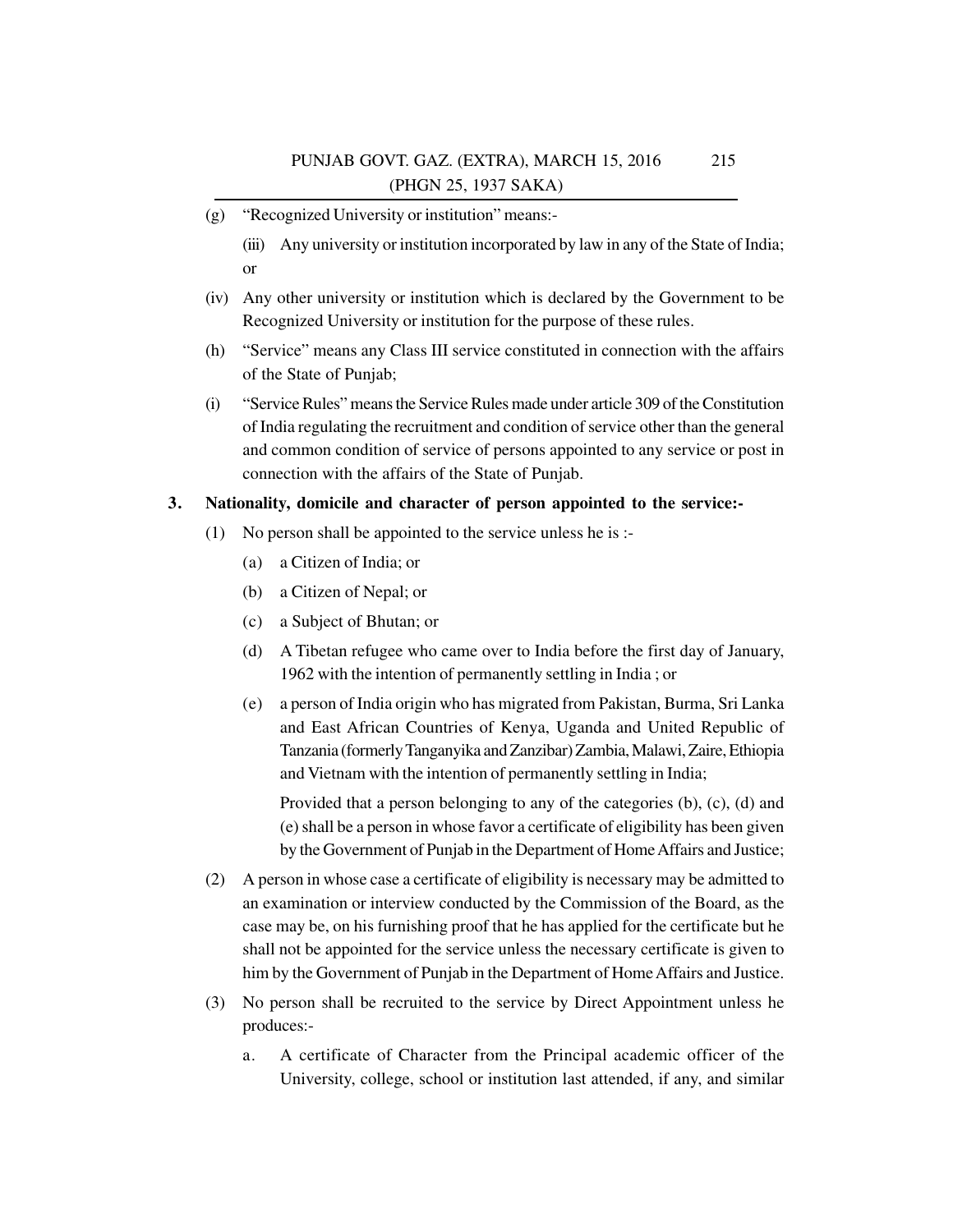(g) "Recognized University or institution" means:-

(iii) Any university or institution incorporated by law in any of the State of India; or

(iv) Any other university or institution which is declared by the Government to be Recognized University or institution for the purpose of these rules.

(h) "Service" means any Class III service constituted in connection with the affairs of the State of Punjab;

(i) "Service Rules" means the Service Rules made under article 309 of the Constitution of India regulating the recruitment and condition of service other than the general and common condition of service of persons appointed to any service or post in connection with the affairs of the State of Punjab.

**3. Nationality, domicile and character of person appointed to the service:-**

(1) No person shall be appointed to the service unless he is :-

(a) a Citizen of India; or

(b) a Citizen of Nepal; or

(c) a Subject of Bhutan; or

(d) A Tibetan refugee who came over to India before the first day of January, 1962 with the intention of permanently settling in India ; or

(e) a person of India origin who has migrated from Pakistan, Burma, Sri Lanka and East African Countries of Kenya, Uganda and United Republic of Tanzania (formerly Tanganyika and Zanzibar) Zambia, Malawi, Zaire, Ethiopia and Vietnam with the intention of permanently settling in India;

Provided that a person belonging to any of the categories (b), (c), (d) and (e) shall be a person in whose favor a certificate of eligibility has been given by the Government of Punjab in the Department of Home Affairs and Justice;

(2) A person in whose case a certificate of eligibility is necessary may be admitted to an examination or interview conducted by the Commission of the Board, as the case may be, on his furnishing proof that he has applied for the certificate but he shall not be appointed for the service unless the necessary certificate is given to him by the Government of Punjab in the Department of Home Affairs and Justice.

(3) No person shall be recruited to the service by Direct Appointment unless he produces:-

a. A certificate of Character from the Principal academic officer of the University, college, school or institution last attended, if any, and similar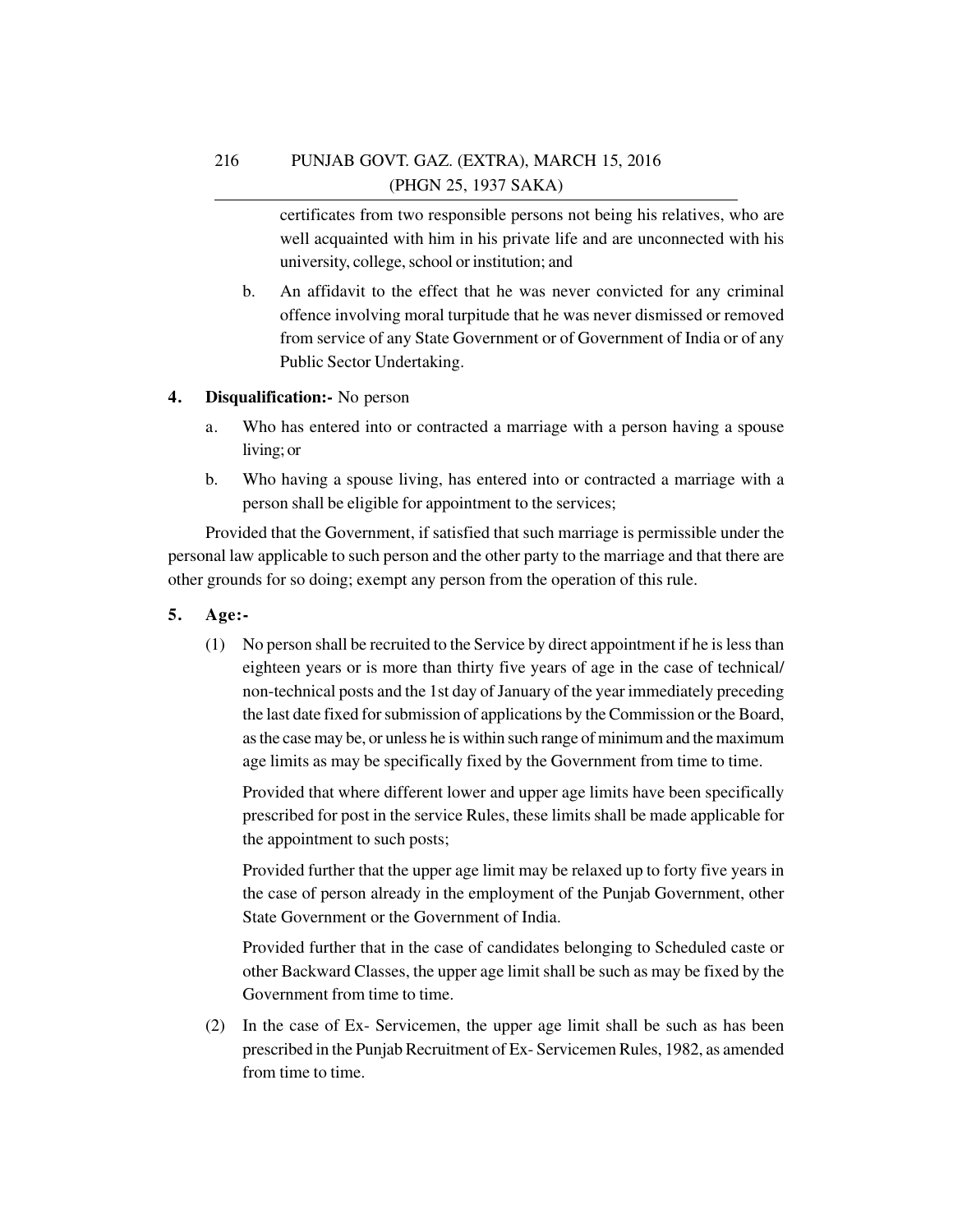certificates from two responsible persons not being his relatives, who are well acquainted with him in his private life and are unconnected with his university, college, school or institution; and

b. An affidavit to the effect that he was never convicted for any criminal offence involving moral turpitude that he was never dismissed or removed from service of any State Government or of Government of India or of any Public Sector Undertaking.

**4. Disqualification:-** No person

a. Who has entered into or contracted a marriage with a person having a spouse living; or

b. Who having a spouse living, has entered into or contracted a marriage with a person shall be eligible for appointment to the services;

Provided that the Government, if satisfied that such marriage is permissible under the personal law applicable to such person and the other party to the marriage and that there are other grounds for so doing; exempt any person from the operation of this rule.

**5. Age:-**

(1) No person shall be recruited to the Service by direct appointment if he is less than eighteen years or is more than thirty five years of age in the case of technical/ non-technical posts and the 1st day of January of the year immediately preceding the last date fixed for submission of applications by the Commission or the Board, as the case may be, or unless he is within such range of minimum and the maximum age limits as may be specifically fixed by the Government from time to time.

Provided that where different lower and upper age limits have been specifically prescribed for post in the service Rules, these limits shall be made applicable for the appointment to such posts;

Provided further that the upper age limit may be relaxed up to forty five years in the case of person already in the employment of the Punjab Government, other State Government or the Government of India.

Provided further that in the case of candidates belonging to Scheduled caste or other Backward Classes, the upper age limit shall be such as may be fixed by the Government from time to time.

(2) In the case of Ex- Servicemen, the upper age limit shall be such as has been prescribed in the Punjab Recruitment of Ex- Servicemen Rules, 1982, as amended from time to time.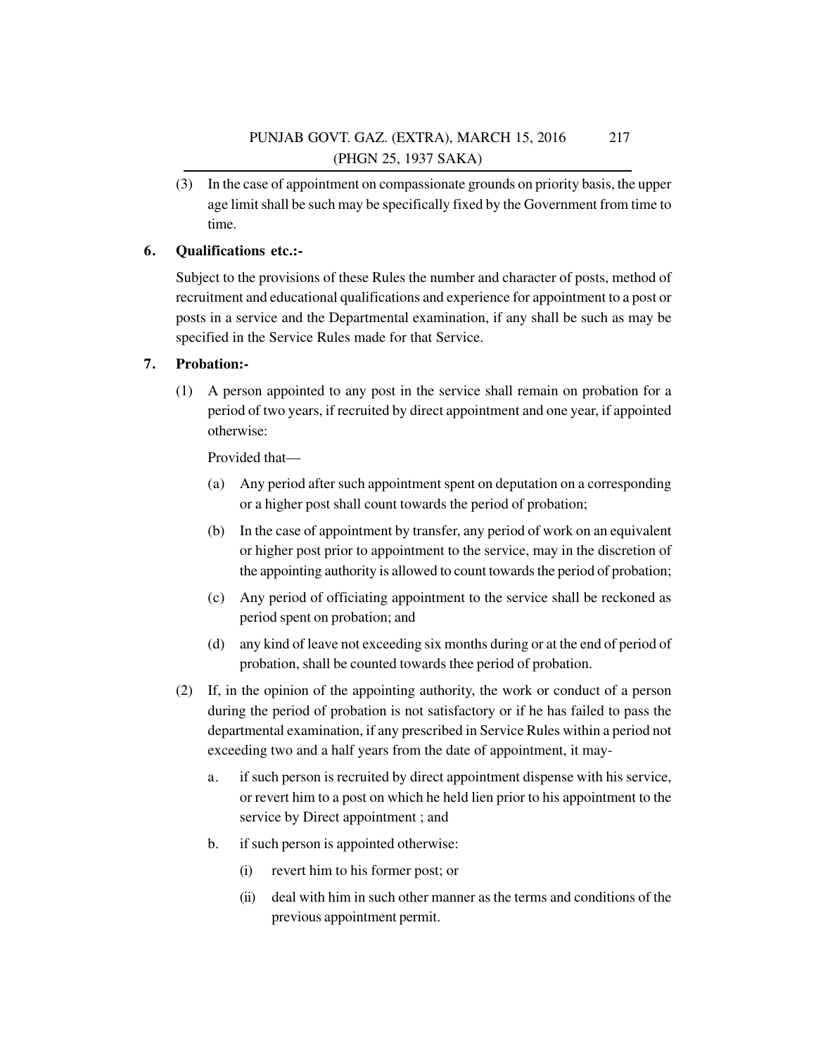(3) In the case of appointment on compassionate grounds on priority basis, the upper age limit shall be such may be specifically fixed by the Government from time to time.

**6. Qualifications etc.:-**

Subject to the provisions of these Rules the number and character of posts, method of recruitment and educational qualifications and experience for appointment to a post or posts in a service and the Departmental examination, if any shall be such as may be specified in the Service Rules made for that Service.

**7. Probation:-**

(1) A person appointed to any post in the service shall remain on probation for a period of two years, if recruited by direct appointment and one year, if appointed otherwise:

Provided that—

(a) Any period after such appointment spent on deputation on a corresponding or a higher post shall count towards the period of probation;

(b) In the case of appointment by transfer, any period of work on an equivalent or higher post prior to appointment to the service, may in the discretion of the appointing authority is allowed to count towards the period of probation;

(c) Any period of officiating appointment to the service shall be reckoned as period spent on probation; and

(d) any kind of leave not exceeding six months during or at the end of period of probation, shall be counted towards thee period of probation.

(2) If, in the opinion of the appointing authority, the work or conduct of a person during the period of probation is not satisfactory or if he has failed to pass the departmental examination, if any prescribed in Service Rules within a period not exceeding two and a half years from the date of appointment, it may-

a. if such person is recruited by direct appointment dispense with his service, or revert him to a post on which he held lien prior to his appointment to the service by Direct appointment ; and

b. if such person is appointed otherwise:

(i) revert him to his former post; or

(ii) deal with him in such other manner as the terms and conditions of the previous appointment permit.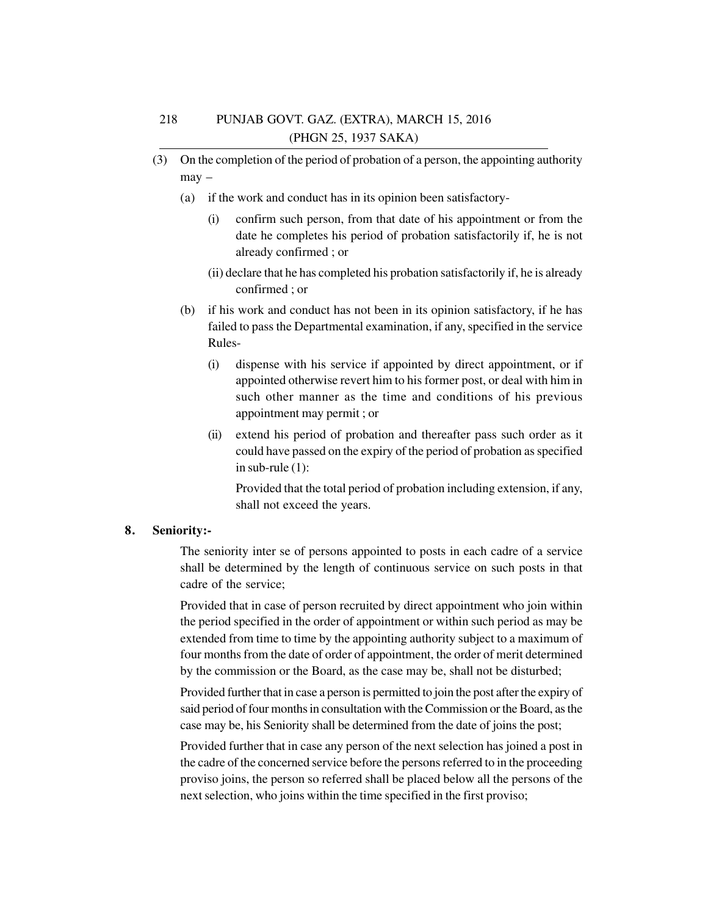(3) On the completion of the period of probation of a person, the appointing authority may –

(a) if the work and conduct has in its opinion been satisfactory-

(i) confirm such person, from that date of his appointment or from the date he completes his period of probation satisfactorily if, he is not already confirmed ; or

(ii) declare that he has completed his probation satisfactorily if, he is already confirmed ; or

(b) if his work and conduct has not been in its opinion satisfactory, if he has failed to pass the Departmental examination, if any, specified in the service Rules-

(i) dispense with his service if appointed by direct appointment, or if appointed otherwise revert him to his former post, or deal with him in such other manner as the time and conditions of his previous appointment may permit ; or

(ii) extend his period of probation and thereafter pass such order as it could have passed on the expiry of the period of probation as specified in sub-rule (1):

Provided that the total period of probation including extension, if any, shall not exceed the years.

**8. Seniority:-**

The seniority inter se of persons appointed to posts in each cadre of a service shall be determined by the length of continuous service on such posts in that cadre of the service;

Provided that in case of person recruited by direct appointment who join within the period specified in the order of appointment or within such period as may be extended from time to time by the appointing authority subject to a maximum of four months from the date of order of appointment, the order of merit determined by the commission or the Board, as the case may be, shall not be disturbed;

Provided further that in case a person is permitted to join the post after the expiry of said period of four months in consultation with the Commission or the Board, as the case may be, his Seniority shall be determined from the date of joins the post;

Provided further that in case any person of the next selection has joined a post in the cadre of the concerned service before the persons referred to in the proceeding proviso joins, the person so referred shall be placed below all the persons of the next selection, who joins within the time specified in the first proviso;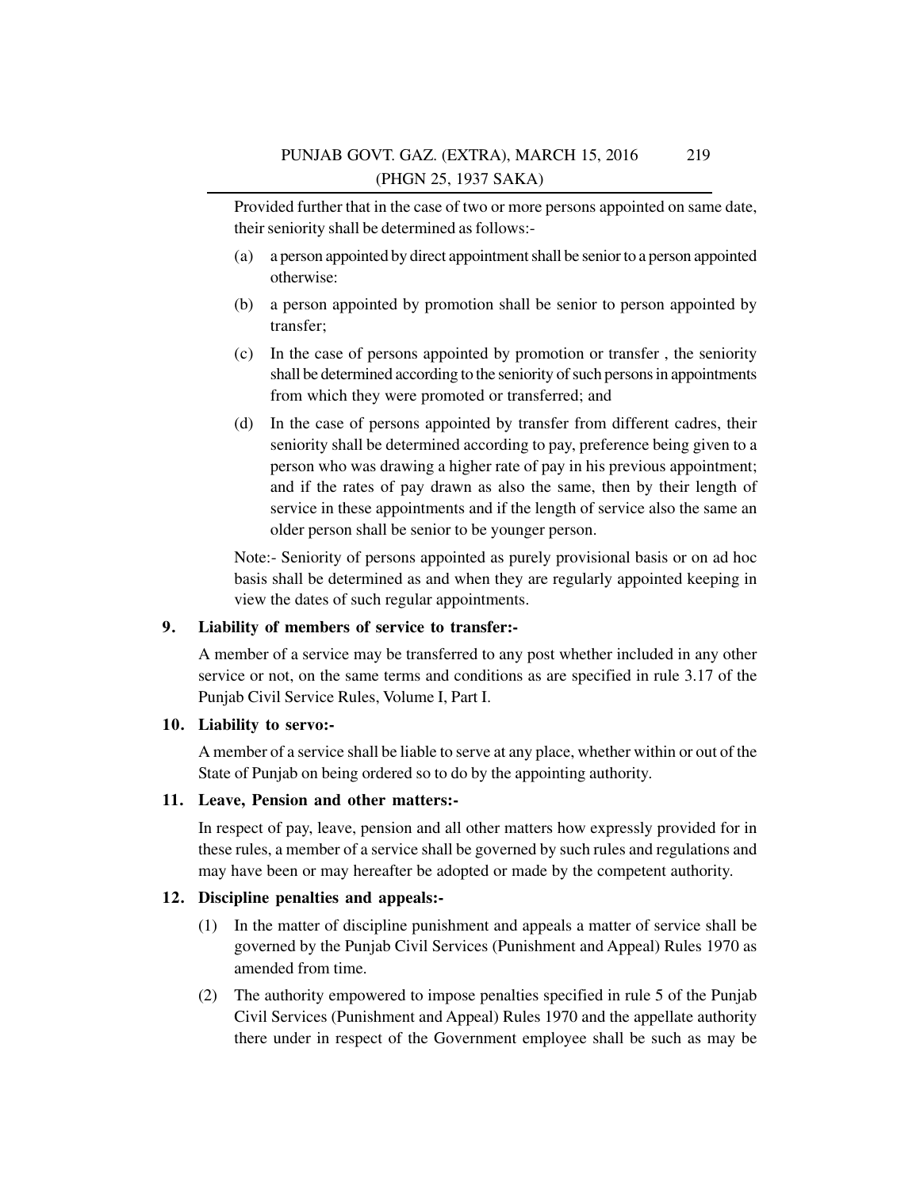Provided further that in the case of two or more persons appointed on same date, their seniority shall be determined as follows:-

(a) a person appointed by direct appointment shall be senior to a person appointed otherwise:

(b) a person appointed by promotion shall be senior to person appointed by transfer;

(c) In the case of persons appointed by promotion or transfer , the seniority shall be determined according to the seniority of such persons in appointments from which they were promoted or transferred; and

(d) In the case of persons appointed by transfer from different cadres, their seniority shall be determined according to pay, preference being given to a person who was drawing a higher rate of pay in his previous appointment; and if the rates of pay drawn as also the same, then by their length of service in these appointments and if the length of service also the same an older person shall be senior to be younger person.

Note:- Seniority of persons appointed as purely provisional basis or on ad hoc basis shall be determined as and when they are regularly appointed keeping in view the dates of such regular appointments.

**9. Liability of members of service to transfer:-**

A member of a service may be transferred to any post whether included in any other service or not, on the same terms and conditions as are specified in rule 3.17 of the Punjab Civil Service Rules, Volume I, Part I.

**10. Liability to servo:-**

A member of a service shall be liable to serve at any place, whether within or out of the State of Punjab on being ordered so to do by the appointing authority.

**11. Leave, Pension and other matters:-**

In respect of pay, leave, pension and all other matters how expressly provided for in these rules, a member of a service shall be governed by such rules and regulations and may have been or may hereafter be adopted or made by the competent authority.

**12. Discipline penalties and appeals:-**

(1) In the matter of discipline punishment and appeals a matter of service shall be governed by the Punjab Civil Services (Punishment and Appeal) Rules 1970 as amended from time.

(2) The authority empowered to impose penalties specified in rule 5 of the Punjab Civil Services (Punishment and Appeal) Rules 1970 and the appellate authority there under in respect of the Government employee shall be such as may be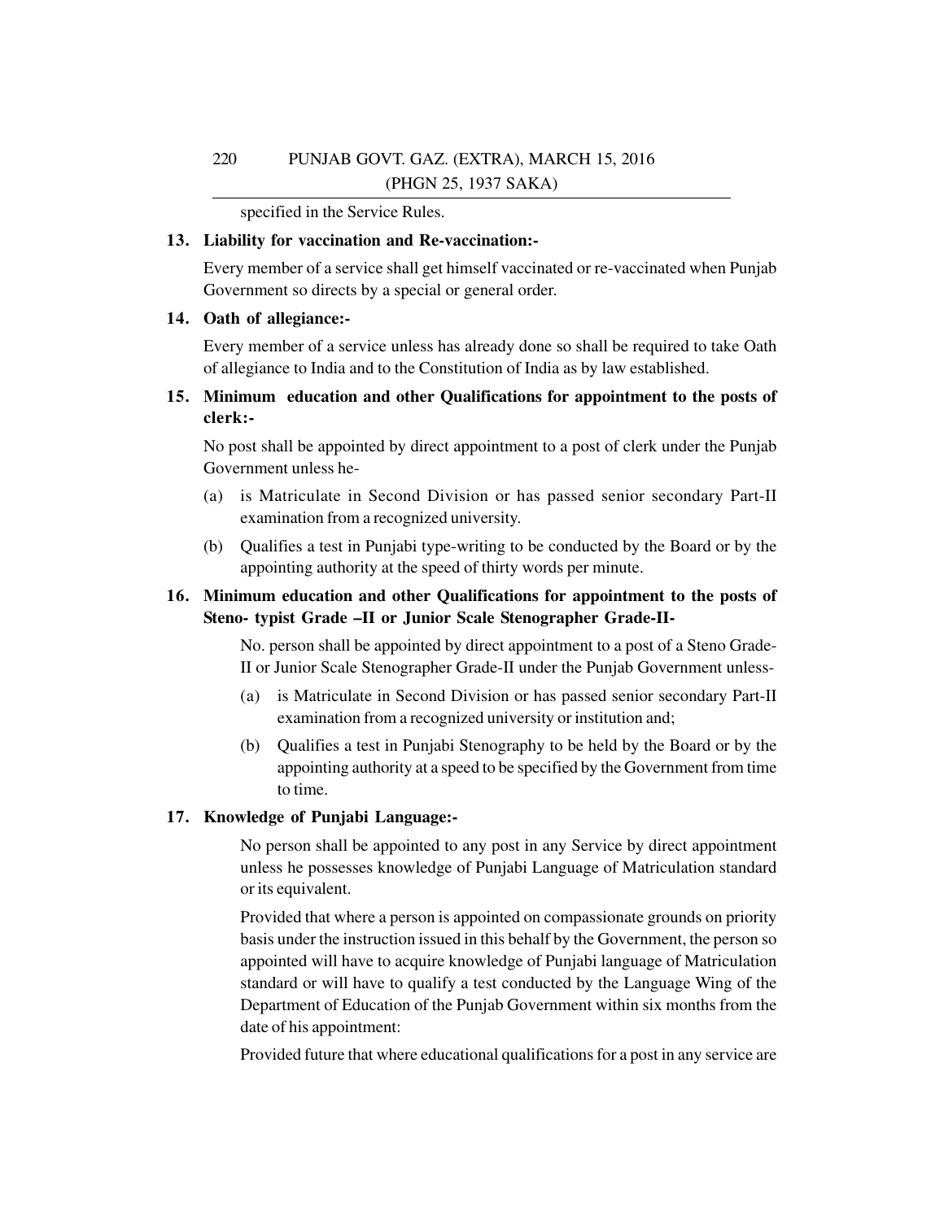specified in the Service Rules.

**13. Liability for vaccination and Re-vaccination:-**

Every member of a service shall get himself vaccinated or re-vaccinated when Punjab Government so directs by a special or general order.

**14. Oath of allegiance:-**

Every member of a service unless has already done so shall be required to take Oath of allegiance to India and to the Constitution of India as by law established.

**15. Minimum education and other Qualifications for appointment to the posts of clerk:-**

No post shall be appointed by direct appointment to a post of clerk under the Punjab Government unless he-

(a) is Matriculate in Second Division or has passed senior secondary Part-II examination from a recognized university.

(b) Qualifies a test in Punjabi type-writing to be conducted by the Board or by the appointing authority at the speed of thirty words per minute.

**16. Minimum education and other Qualifications for appointment to the posts of Steno- typist Grade –II or Junior Scale Stenographer Grade-II-**

No. person shall be appointed by direct appointment to a post of a Steno Grade-II or Junior Scale Stenographer Grade-II under the Punjab Government unless-

(a) is Matriculate in Second Division or has passed senior secondary Part-II examination from a recognized university or institution and;

(b) Qualifies a test in Punjabi Stenography to be held by the Board or by the appointing authority at a speed to be specified by the Government from time to time.

**17. Knowledge of Punjabi Language:-**

No person shall be appointed to any post in any Service by direct appointment unless he possesses knowledge of Punjabi Language of Matriculation standard or its equivalent.

Provided that where a person is appointed on compassionate grounds on priority basis under the instruction issued in this behalf by the Government, the person so appointed will have to acquire knowledge of Punjabi language of Matriculation standard or will have to qualify a test conducted by the Language Wing of the Department of Education of the Punjab Government within six months from the date of his appointment:

Provided future that where educational qualifications for a post in any service are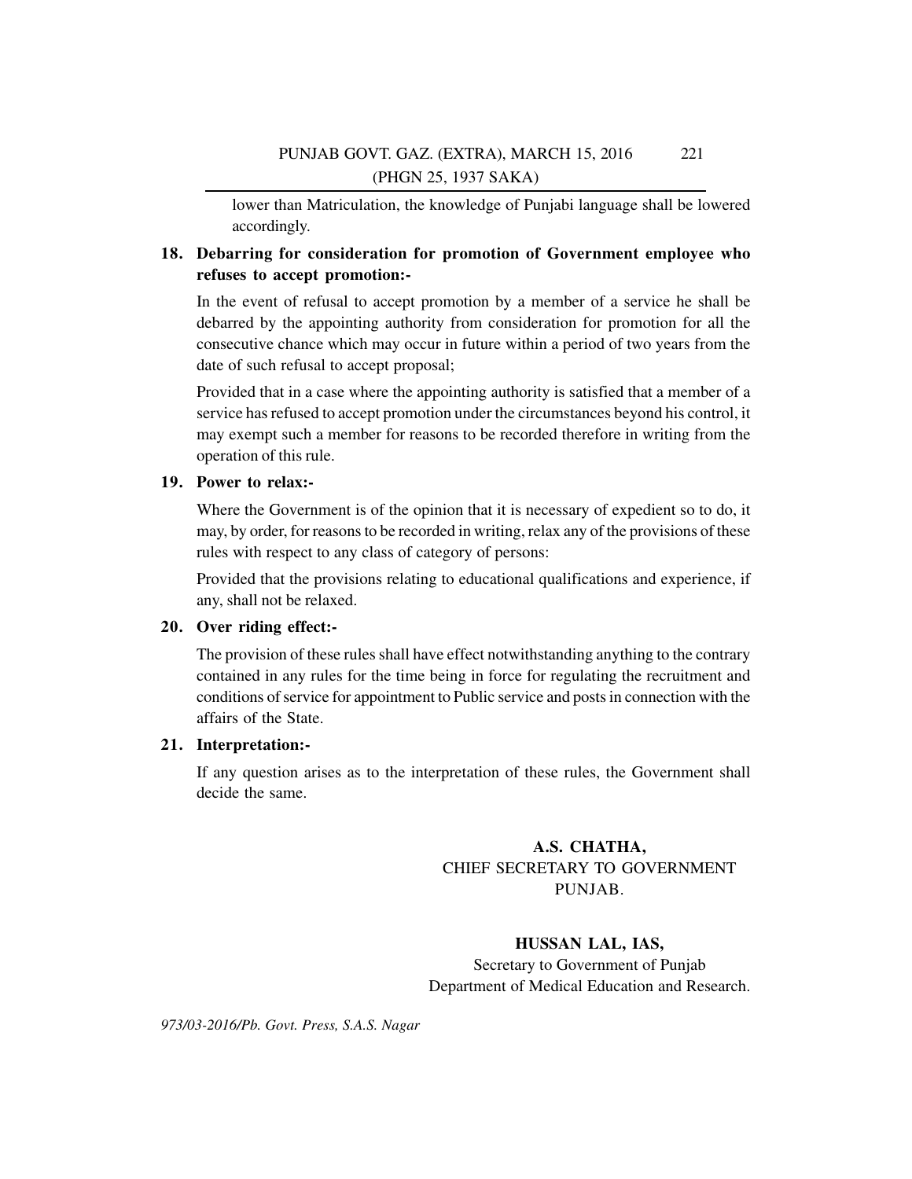lower than Matriculation, the knowledge of Punjabi language shall be lowered accordingly.

**18. Debarring for consideration for promotion of Government employee who refuses to accept promotion:-**

In the event of refusal to accept promotion by a member of a service he shall be debarred by the appointing authority from consideration for promotion for all the consecutive chance which may occur in future within a period of two years from the date of such refusal to accept proposal;

Provided that in a case where the appointing authority is satisfied that a member of a service has refused to accept promotion under the circumstances beyond his control, it may exempt such a member for reasons to be recorded therefore in writing from the operation of this rule.

**19. Power to relax:-**

Where the Government is of the opinion that it is necessary of expedient so to do, it may, by order, for reasons to be recorded in writing, relax any of the provisions of these rules with respect to any class of category of persons:

Provided that the provisions relating to educational qualifications and experience, if any, shall not be relaxed.

**20. Over riding effect:-**

The provision of these rules shall have effect notwithstanding anything to the contrary contained in any rules for the time being in force for regulating the recruitment and conditions of service for appointment to Public service and posts in connection with the affairs of the State.

**21. Interpretation:-**

If any question arises as to the interpretation of these rules, the Government shall decide the same.

**A.S. CHATHA,**
CHIEF SECRETARY TO GOVERNMENT
PUNJAB.

**HUSSAN LAL, IAS,**
Secretary to Government of Punjab
Department of Medical Education and Research.

*973/03-2016/Pb. Govt. Press, S.A.S. Nagar*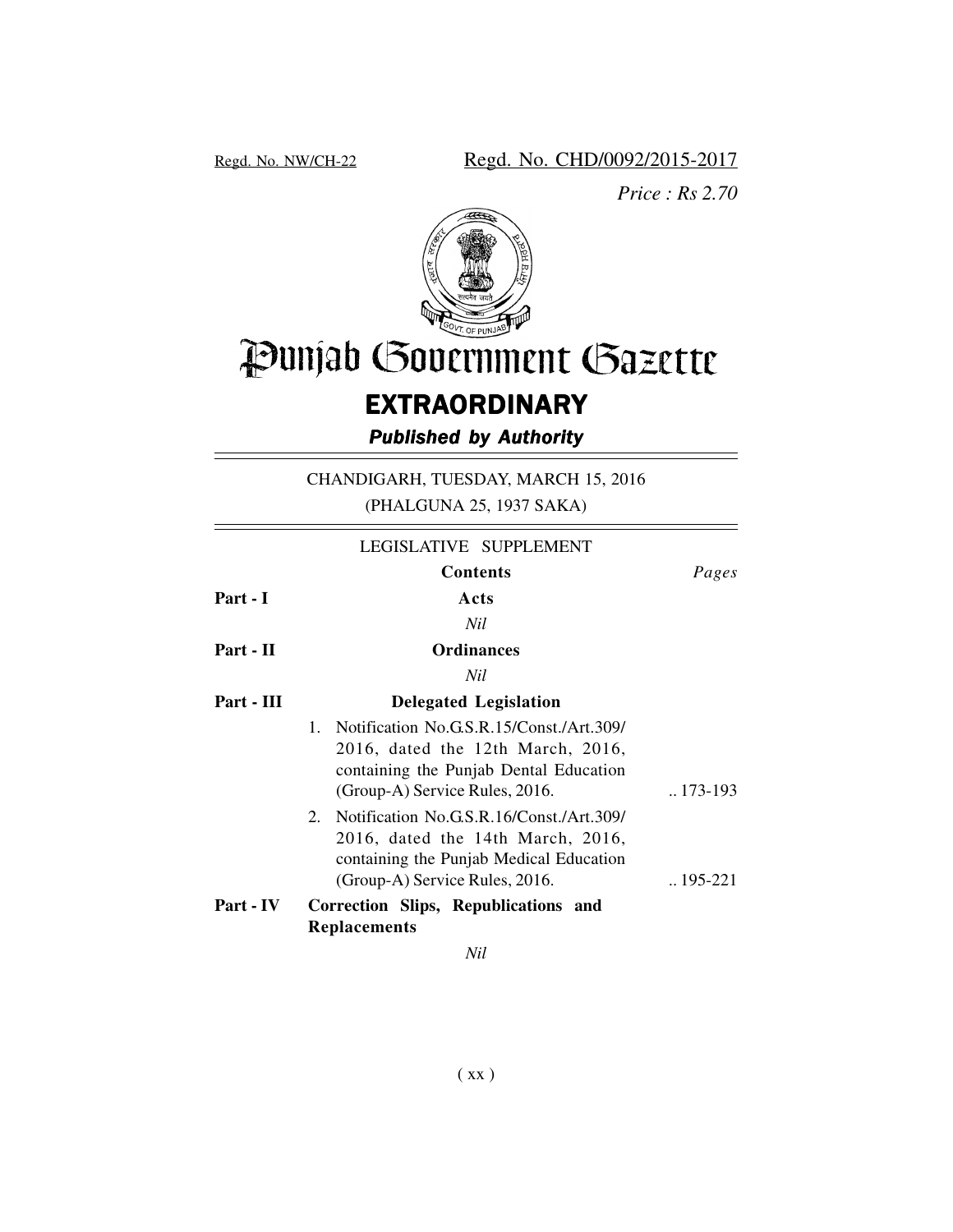Regd. No. NW/CH-22 Regd. No. CHD/0092/2015-2017

*Price : Rs 2.70*

# Punjab Government Gazette

## EXTRAORDINARY

***Published by Authority***

CHANDIGARH, TUESDAY, MARCH 15, 2016

(PHALGUNA 25, 1937 SAKA)

LEGISLATIVE SUPPLEMENT

| | Contents | *Pages* |
|---|---|---|
| **Part - I** | **Acts** | |
| | *Nil* | |
| **Part - II** | **Ordinances** | |
| | *Nil* | |
| **Part - III** | **Delegated Legislation** | |
| | 1. Notification No.G.S.R.15/Const./Art.309/2016, dated the 12th March, 2016, containing the Punjab Dental Education (Group-A) Service Rules, 2016. | .. 173-193 |
| | 2. Notification No.G.S.R.16/Const./Art.309/2016, dated the 14th March, 2016, containing the Punjab Medical Education (Group-A) Service Rules, 2016. | .. 195-221 |
| **Part - IV** | **Correction Slips, Republications and Replacements** | |
| | *Nil* | |

( xx )